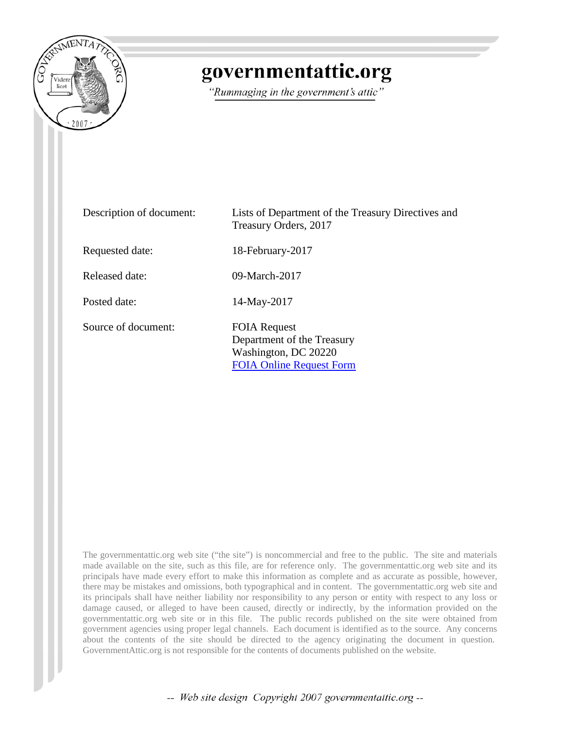# governmentattic.org

*"Rummaging in the government's attic"*

| | |
|---|---|
| Description of document: | Lists of Department of the Treasury Directives and Treasury Orders, 2017 |
| Requested date: | 18-February-2017 |
| Released date: | 09-March-2017 |
| Posted date: | 14-May-2017 |
| Source of document: | FOIA Request<br>Department of the Treasury<br>Washington, DC 20220<br>[FOIA Online Request Form](#) |

The governmentattic.org web site ("the site") is noncommercial and free to the public. The site and materials made available on the site, such as this file, are for reference only. The governmentattic.org web site and its principals have made every effort to make this information as complete and as accurate as possible, however, there may be mistakes and omissions, both typographical and in content. The governmentattic.org web site and its principals shall have neither liability nor responsibility to any person or entity with respect to any loss or damage caused, or alleged to have been caused, directly or indirectly, by the information provided on the governmentattic.org web site or in this file. The public records published on the site were obtained from government agencies using proper legal channels. Each document is identified as to the source. Any concerns about the contents of the site should be directed to the agency originating the document in question. GovernmentAttic.org is not responsible for the contents of documents published on the website.

-- Web site design Copyright 2007 governmentattic.org --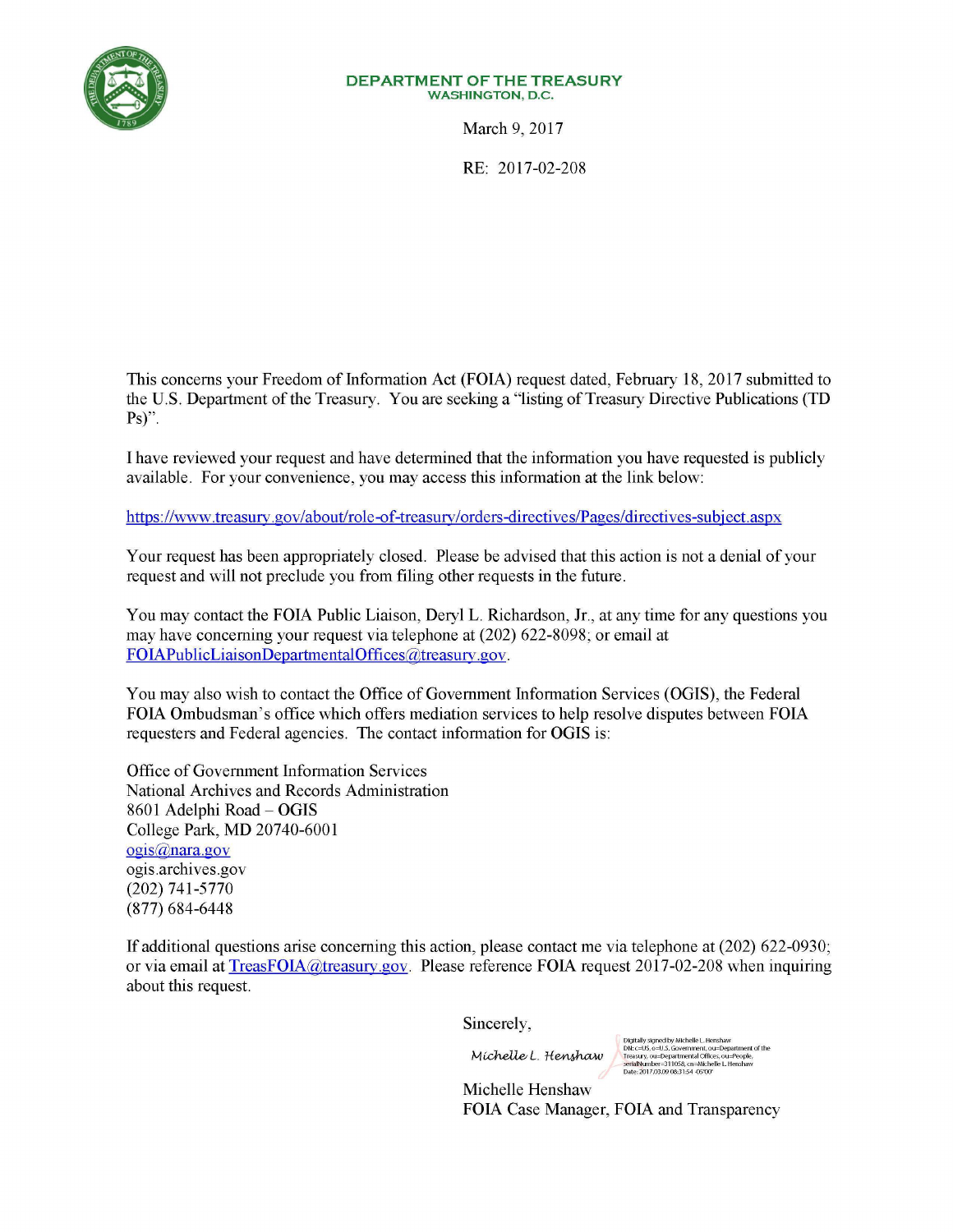**DEPARTMENT OF THE TREASURY**
**WASHINGTON, D.C.**

March 9, 2017

RE: 2017-02-208

This concerns your Freedom of Information Act (FOIA) request dated, February 18, 2017 submitted to the U.S. Department of the Treasury. You are seeking a "listing of Treasury Directive Publications (TD Ps)".

I have reviewed your request and have determined that the information you have requested is publicly available. For your convenience, you may access this information at the link below:

https://www.treasury.gov/about/role-of-treasury/orders-directives/Pages/directives-subject.aspx

Your request has been appropriately closed. Please be advised that this action is not a denial of your request and will not preclude you from filing other requests in the future.

You may contact the FOIA Public Liaison, Deryl L. Richardson, Jr., at any time for any questions you may have concerning your request via telephone at (202) 622-8098; or email at FOIAPublicLiaisonDepartmentalOffices@treasury.gov.

You may also wish to contact the Office of Government Information Services (OGIS), the Federal FOIA Ombudsman's office which offers mediation services to help resolve disputes between FOIA requesters and Federal agencies. The contact information for OGIS is:

Office of Government Information Services
National Archives and Records Administration
8601 Adelphi Road – OGIS
College Park, MD 20740-6001
ogis@nara.gov
ogis.archives.gov
(202) 741-5770
(877) 684-6448

If additional questions arise concerning this action, please contact me via telephone at (202) 622-0930; or via email at TreasFOIA@treasury.gov. Please reference FOIA request 2017-02-208 when inquiring about this request.

Sincerely,

Michelle L. Henshaw

Digitally signed by Michelle L. Henshaw
DN: c=US, o=U.S. Government, ou=Department of the Treasury, ou=Departmental Offices, ou=People, serialNumber=311058, cn=Michelle L. Henshaw
Date: 2017.03.09 08:31:54 -05'00'

Michelle Henshaw
FOIA Case Manager, FOIA and Transparency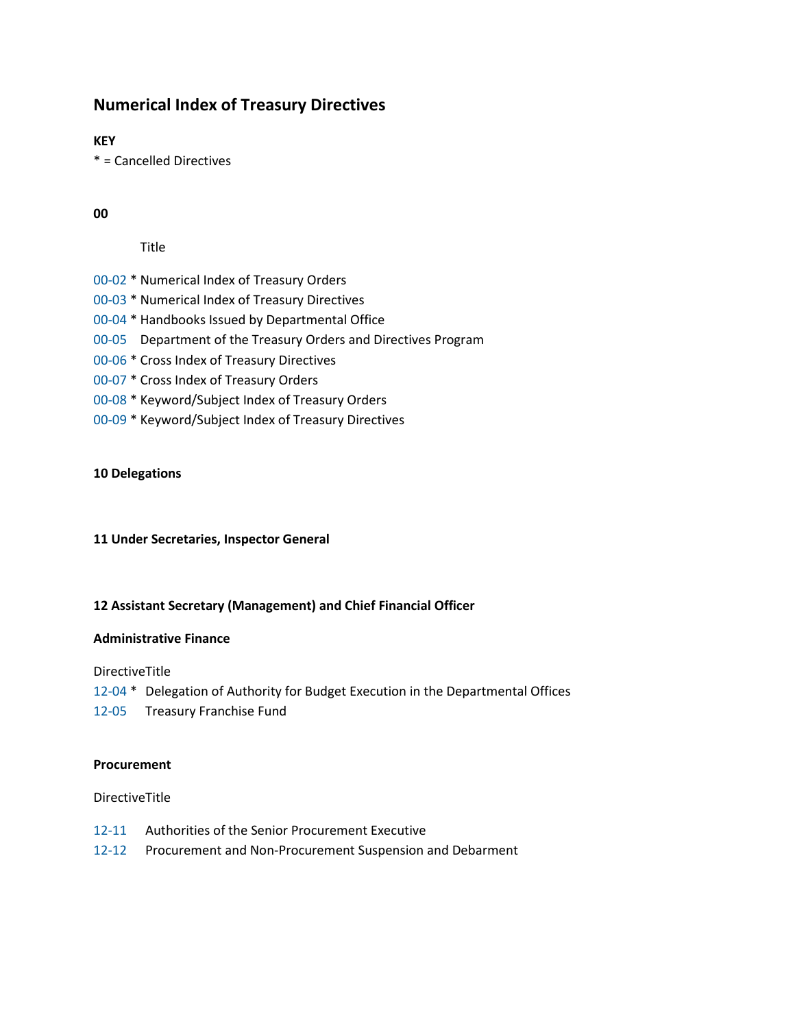# Numerical Index of Treasury Directives

**KEY**

* = Cancelled Directives

**00**

Title

00-02 * Numerical Index of Treasury Orders
00-03 * Numerical Index of Treasury Directives
00-04 * Handbooks Issued by Departmental Office
00-05 Department of the Treasury Orders and Directives Program
00-06 * Cross Index of Treasury Directives
00-07 * Cross Index of Treasury Orders
00-08 * Keyword/Subject Index of Treasury Orders
00-09 * Keyword/Subject Index of Treasury Directives

**10 Delegations**

**11 Under Secretaries, Inspector General**

**12 Assistant Secretary (Management) and Chief Financial Officer**

**Administrative Finance**

DirectiveTitle

12-04 * Delegation of Authority for Budget Execution in the Departmental Offices
12-05 Treasury Franchise Fund

**Procurement**

DirectiveTitle

12-11 Authorities of the Senior Procurement Executive
12-12 Procurement and Non-Procurement Suspension and Debarment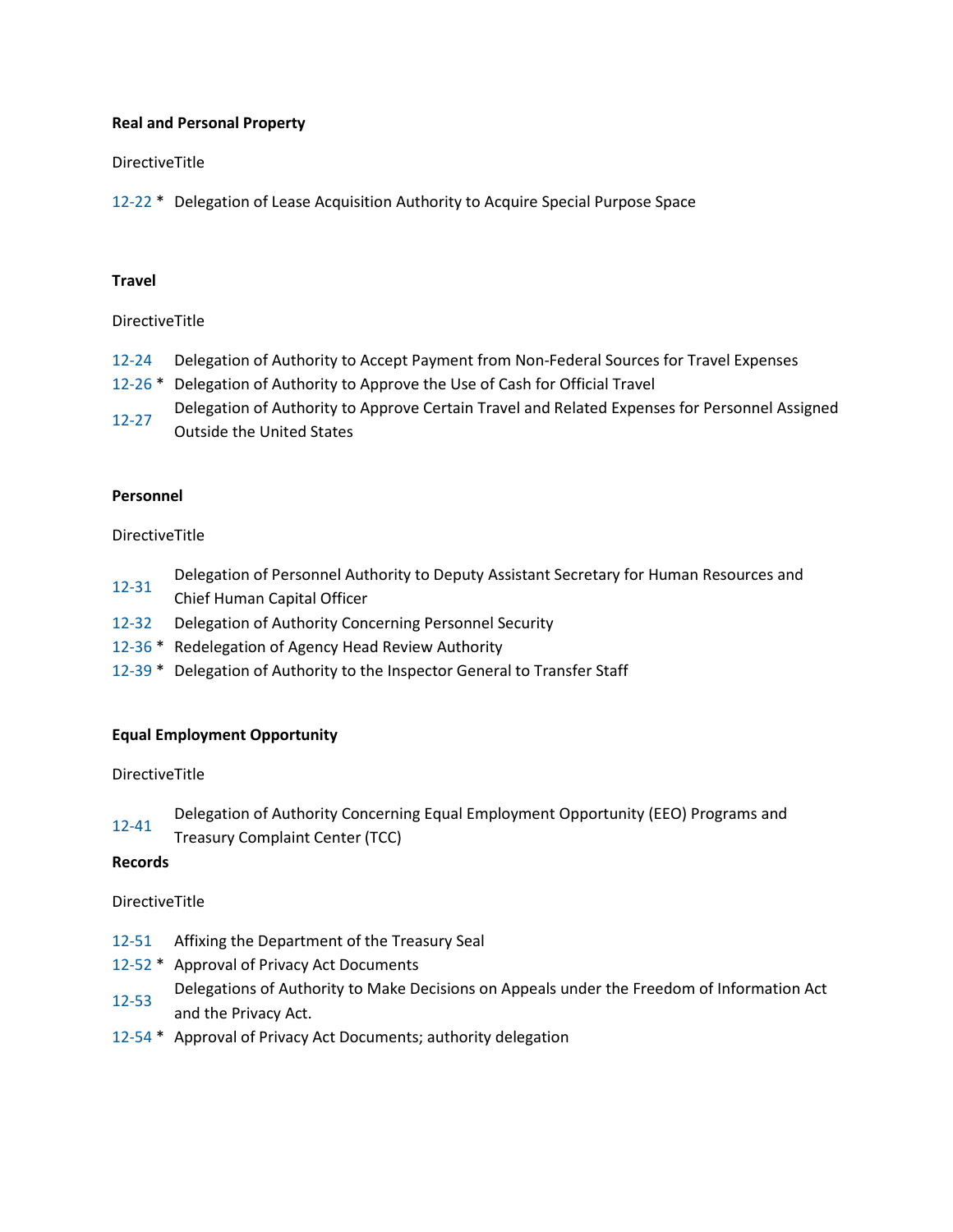**Real and Personal Property**

| Directive | Title |
| --- | --- |
| 12-22 * | Delegation of Lease Acquisition Authority to Acquire Special Purpose Space |

**Travel**

| Directive | Title |
| --- | --- |
| 12-24 | Delegation of Authority to Accept Payment from Non-Federal Sources for Travel Expenses |
| 12-26 * | Delegation of Authority to Approve the Use of Cash for Official Travel |
| 12-27 | Delegation of Authority to Approve Certain Travel and Related Expenses for Personnel Assigned Outside the United States |

**Personnel**

| Directive | Title |
| --- | --- |
| 12-31 | Delegation of Personnel Authority to Deputy Assistant Secretary for Human Resources and Chief Human Capital Officer |
| 12-32 | Delegation of Authority Concerning Personnel Security |
| 12-36 * | Redelegation of Agency Head Review Authority |
| 12-39 * | Delegation of Authority to the Inspector General to Transfer Staff |

**Equal Employment Opportunity**

| Directive | Title |
| --- | --- |
| 12-41 | Delegation of Authority Concerning Equal Employment Opportunity (EEO) Programs and Treasury Complaint Center (TCC) |

**Records**

| Directive | Title |
| --- | --- |
| 12-51 | Affixing the Department of the Treasury Seal |
| 12-52 * | Approval of Privacy Act Documents |
| 12-53 | Delegations of Authority to Make Decisions on Appeals under the Freedom of Information Act and the Privacy Act. |
| 12-54 * | Approval of Privacy Act Documents; authority delegation |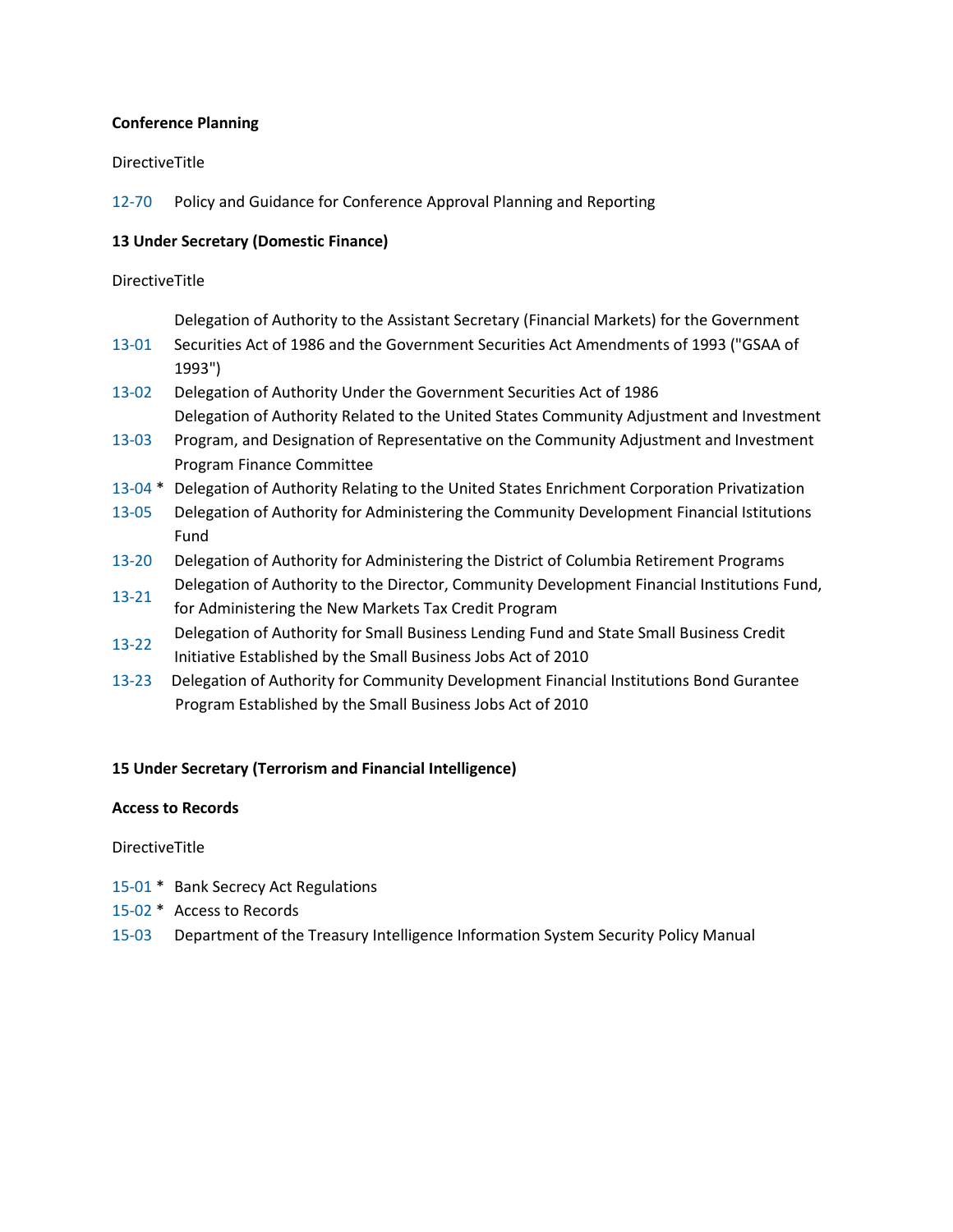**Conference Planning**

| Directive | Title |
|---|---|
| 12-70 | Policy and Guidance for Conference Approval Planning and Reporting |

**13 Under Secretary (Domestic Finance)**

| Directive | Title |
|---|---|
| 13-01 | Delegation of Authority to the Assistant Secretary (Financial Markets) for the Government Securities Act of 1986 and the Government Securities Act Amendments of 1993 ("GSAA of 1993") |
| 13-02 | Delegation of Authority Under the Government Securities Act of 1986 |
| 13-03 | Delegation of Authority Related to the United States Community Adjustment and Investment Program, and Designation of Representative on the Community Adjustment and Investment Program Finance Committee |
| 13-04 * | Delegation of Authority Relating to the United States Enrichment Corporation Privatization |
| 13-05 | Delegation of Authority for Administering the Community Development Financial Istitutions Fund |
| 13-20 | Delegation of Authority for Administering the District of Columbia Retirement Programs |
| 13-21 | Delegation of Authority to the Director, Community Development Financial Institutions Fund, for Administering the New Markets Tax Credit Program |
| 13-22 | Delegation of Authority for Small Business Lending Fund and State Small Business Credit Initiative Established by the Small Business Jobs Act of 2010 |
| 13-23 | Delegation of Authority for Community Development Financial Institutions Bond Gurantee Program Established by the Small Business Jobs Act of 2010 |

**15 Under Secretary (Terrorism and Financial Intelligence)**

**Access to Records**

| Directive | Title |
|---|---|
| 15-01 * | Bank Secrecy Act Regulations |
| 15-02 * | Access to Records |
| 15-03 | Department of the Treasury Intelligence Information System Security Policy Manual |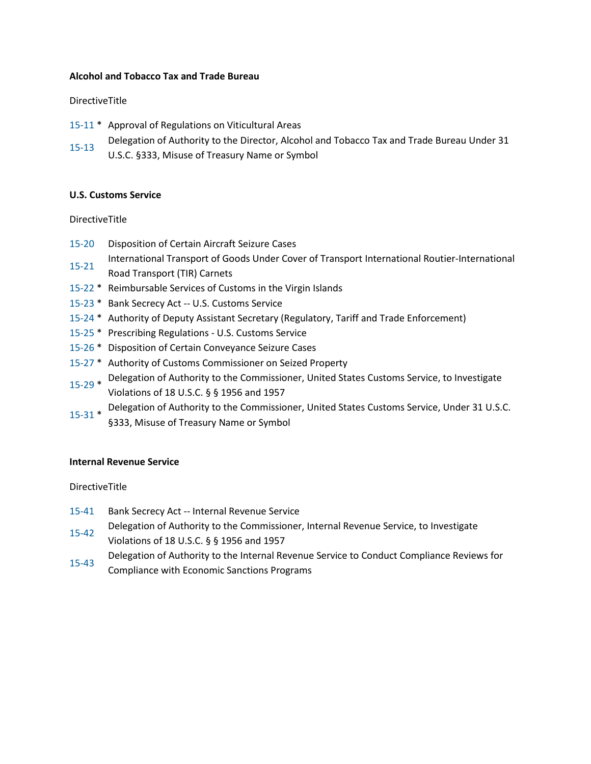**Alcohol and Tobacco Tax and Trade Bureau**

| Directive | Title |
|---|---|
| 15-11 * | Approval of Regulations on Viticultural Areas |
| 15-13 | Delegation of Authority to the Director, Alcohol and Tobacco Tax and Trade Bureau Under 31 U.S.C. §333, Misuse of Treasury Name or Symbol |

**U.S. Customs Service**

| Directive | Title |
|---|---|
| 15-20 | Disposition of Certain Aircraft Seizure Cases |
| 15-21 | International Transport of Goods Under Cover of Transport International Routier-International Road Transport (TIR) Carnets |
| 15-22 * | Reimbursable Services of Customs in the Virgin Islands |
| 15-23 * | Bank Secrecy Act -- U.S. Customs Service |
| 15-24 * | Authority of Deputy Assistant Secretary (Regulatory, Tariff and Trade Enforcement) |
| 15-25 * | Prescribing Regulations - U.S. Customs Service |
| 15-26 * | Disposition of Certain Conveyance Seizure Cases |
| 15-27 * | Authority of Customs Commissioner on Seized Property |
| 15-29 * | Delegation of Authority to the Commissioner, United States Customs Service, to Investigate Violations of 18 U.S.C. § § 1956 and 1957 |
| 15-31 * | Delegation of Authority to the Commissioner, United States Customs Service, Under 31 U.S.C. §333, Misuse of Treasury Name or Symbol |

**Internal Revenue Service**

| Directive | Title |
|---|---|
| 15-41 | Bank Secrecy Act -- Internal Revenue Service |
| 15-42 | Delegation of Authority to the Commissioner, Internal Revenue Service, to Investigate Violations of 18 U.S.C. § § 1956 and 1957 |
| 15-43 | Delegation of Authority to the Internal Revenue Service to Conduct Compliance Reviews for Compliance with Economic Sanctions Programs |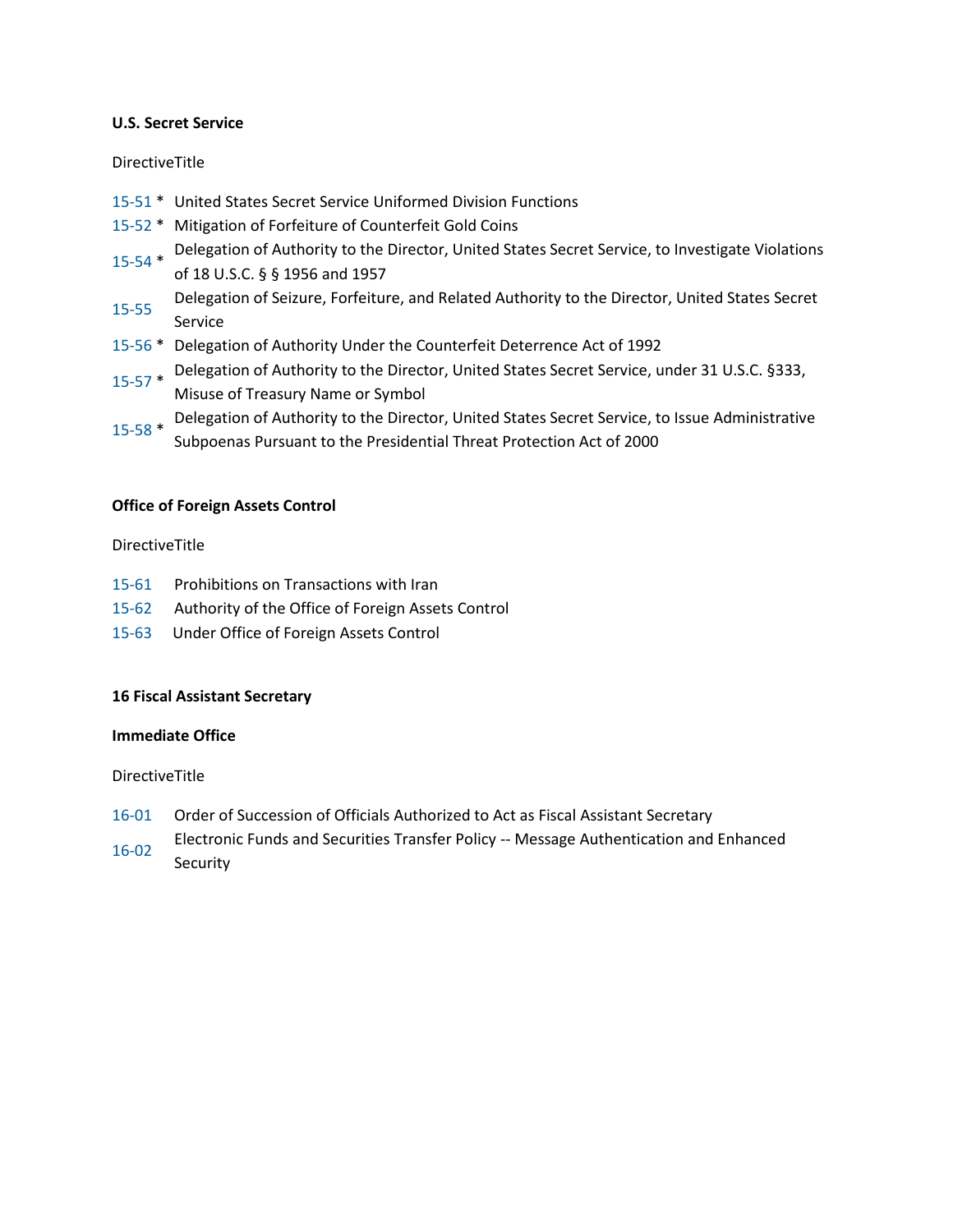**U.S. Secret Service**

DirectiveTitle

| | |
|---|---|
| 15-51 * | United States Secret Service Uniformed Division Functions |
| 15-52 * | Mitigation of Forfeiture of Counterfeit Gold Coins |
| 15-54 * | Delegation of Authority to the Director, United States Secret Service, to Investigate Violations of 18 U.S.C. § § 1956 and 1957 |
| 15-55 | Delegation of Seizure, Forfeiture, and Related Authority to the Director, United States Secret Service |
| 15-56 * | Delegation of Authority Under the Counterfeit Deterrence Act of 1992 |
| 15-57 * | Delegation of Authority to the Director, United States Secret Service, under 31 U.S.C. §333, Misuse of Treasury Name or Symbol |
| 15-58 * | Delegation of Authority to the Director, United States Secret Service, to Issue Administrative Subpoenas Pursuant to the Presidential Threat Protection Act of 2000 |

**Office of Foreign Assets Control**

DirectiveTitle

| | |
|---|---|
| 15-61 | Prohibitions on Transactions with Iran |
| 15-62 | Authority of the Office of Foreign Assets Control |
| 15-63 | Under Office of Foreign Assets Control |

**16 Fiscal Assistant Secretary**

**Immediate Office**

DirectiveTitle

| | |
|---|---|
| 16-01 | Order of Succession of Officials Authorized to Act as Fiscal Assistant Secretary |
| 16-02 | Electronic Funds and Securities Transfer Policy -- Message Authentication and Enhanced Security |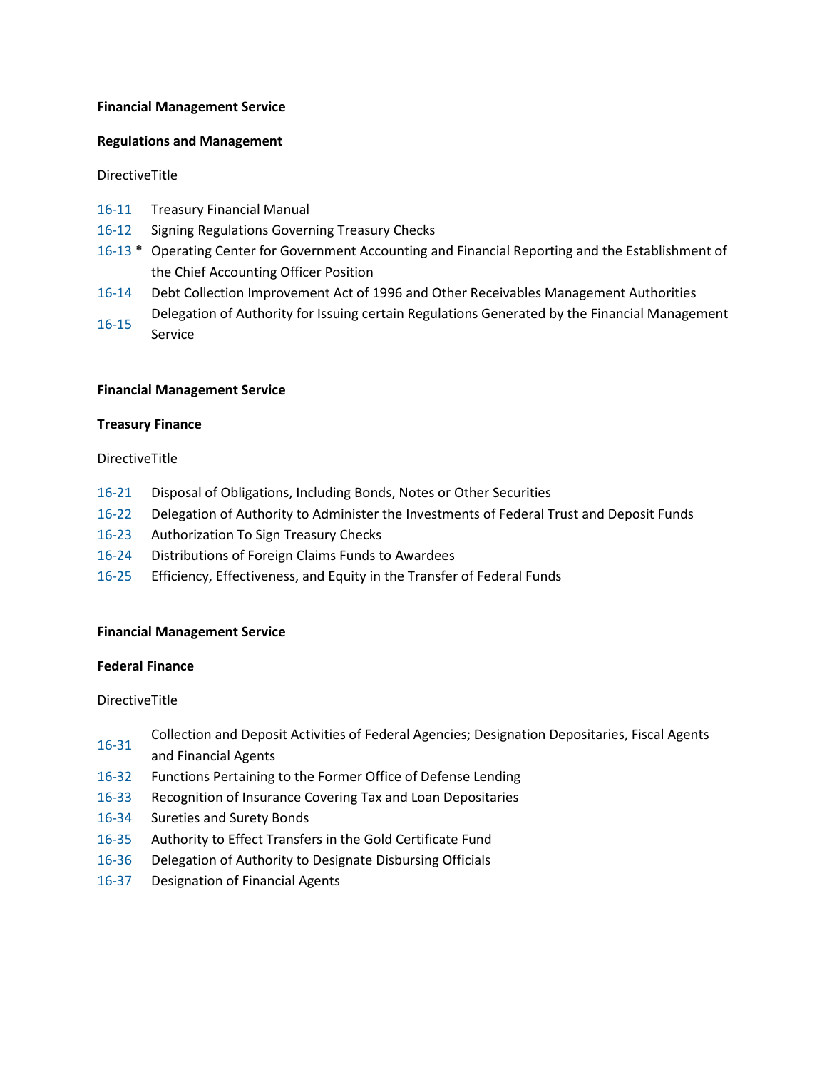**Financial Management Service**

**Regulations and Management**

| Directive | Title |
| --- | --- |
| 16-11 | Treasury Financial Manual |
| 16-12 | Signing Regulations Governing Treasury Checks |
| 16-13 * | Operating Center for Government Accounting and Financial Reporting and the Establishment of the Chief Accounting Officer Position |
| 16-14 | Debt Collection Improvement Act of 1996 and Other Receivables Management Authorities |
| 16-15 | Delegation of Authority for Issuing certain Regulations Generated by the Financial Management Service |

**Financial Management Service**

**Treasury Finance**

| Directive | Title |
| --- | --- |
| 16-21 | Disposal of Obligations, Including Bonds, Notes or Other Securities |
| 16-22 | Delegation of Authority to Administer the Investments of Federal Trust and Deposit Funds |
| 16-23 | Authorization To Sign Treasury Checks |
| 16-24 | Distributions of Foreign Claims Funds to Awardees |
| 16-25 | Efficiency, Effectiveness, and Equity in the Transfer of Federal Funds |

**Financial Management Service**

**Federal Finance**

| Directive | Title |
| --- | --- |
| 16-31 | Collection and Deposit Activities of Federal Agencies; Designation Depositaries, Fiscal Agents and Financial Agents |
| 16-32 | Functions Pertaining to the Former Office of Defense Lending |
| 16-33 | Recognition of Insurance Covering Tax and Loan Depositaries |
| 16-34 | Sureties and Surety Bonds |
| 16-35 | Authority to Effect Transfers in the Gold Certificate Fund |
| 16-36 | Delegation of Authority to Designate Disbursing Officials |
| 16-37 | Designation of Financial Agents |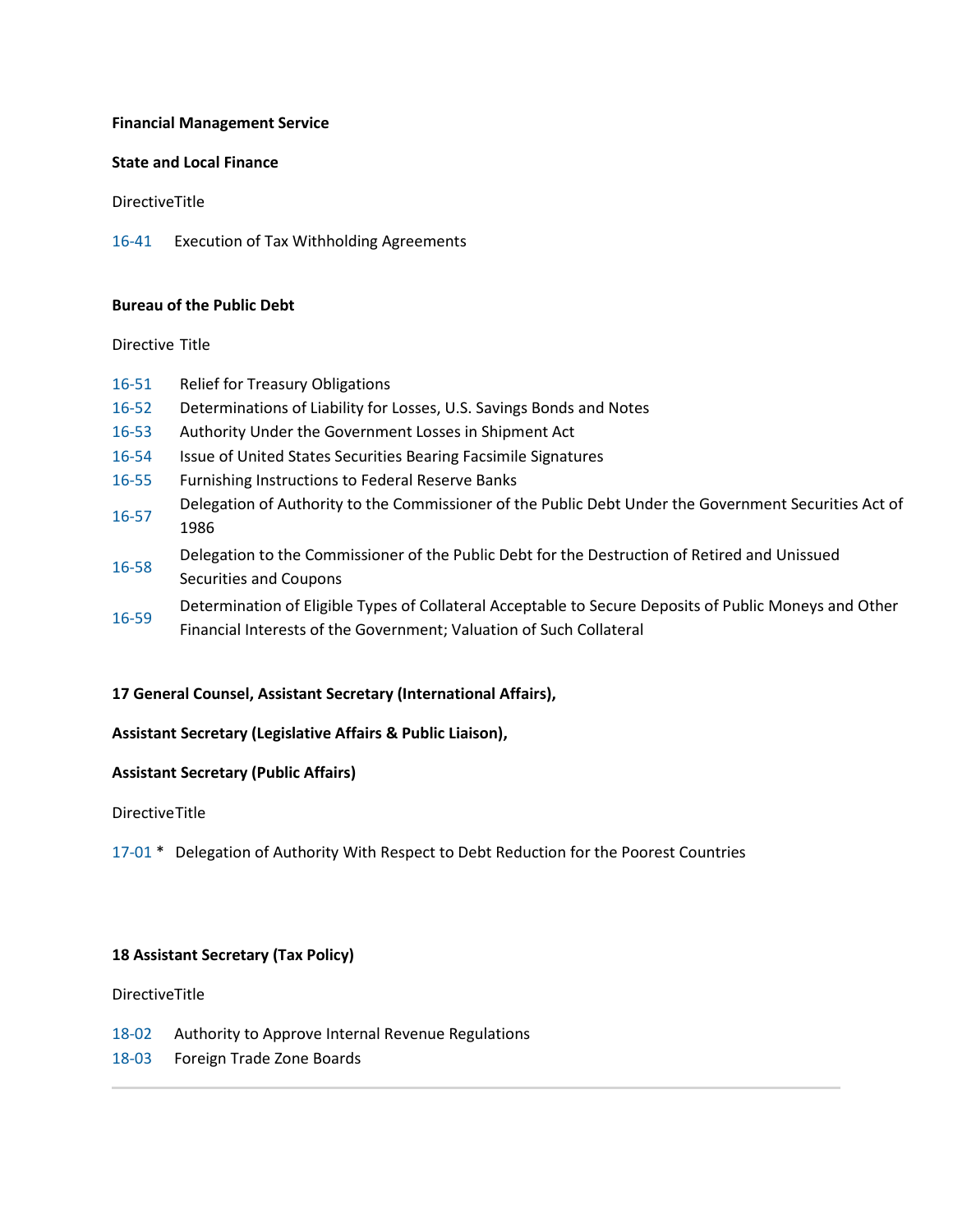**Financial Management Service**

**State and Local Finance**

| Directive | Title |
|---|---|
| 16-41 | Execution of Tax Withholding Agreements |

**Bureau of the Public Debt**

| Directive | Title |
|---|---|
| 16-51 | Relief for Treasury Obligations |
| 16-52 | Determinations of Liability for Losses, U.S. Savings Bonds and Notes |
| 16-53 | Authority Under the Government Losses in Shipment Act |
| 16-54 | Issue of United States Securities Bearing Facsimile Signatures |
| 16-55 | Furnishing Instructions to Federal Reserve Banks |
| 16-57 | Delegation of Authority to the Commissioner of the Public Debt Under the Government Securities Act of 1986 |
| 16-58 | Delegation to the Commissioner of the Public Debt for the Destruction of Retired and Unissued Securities and Coupons |
| 16-59 | Determination of Eligible Types of Collateral Acceptable to Secure Deposits of Public Moneys and Other Financial Interests of the Government; Valuation of Such Collateral |

**17 General Counsel, Assistant Secretary (International Affairs),**

**Assistant Secretary (Legislative Affairs & Public Liaison),**

**Assistant Secretary (Public Affairs)**

| Directive | Title |
|---|---|
| 17-01 * | Delegation of Authority With Respect to Debt Reduction for the Poorest Countries |

**18 Assistant Secretary (Tax Policy)**

| Directive | Title |
|---|---|
| 18-02 | Authority to Approve Internal Revenue Regulations |
| 18-03 | Foreign Trade Zone Boards |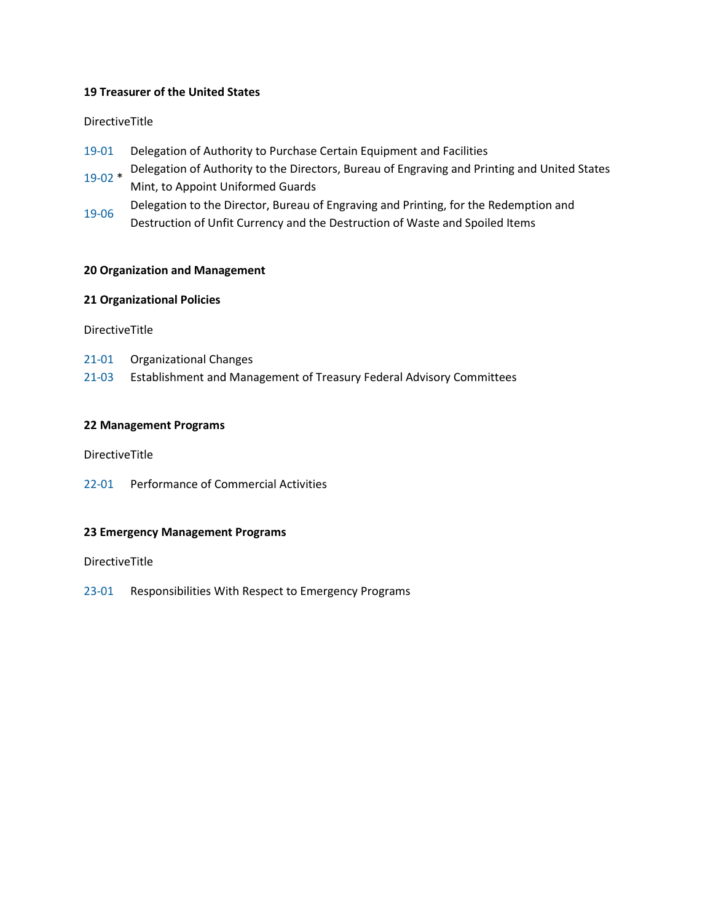**19 Treasurer of the United States**

| Directive | Title |
| --- | --- |
| 19-01 | Delegation of Authority to Purchase Certain Equipment and Facilities |
| 19-02 * | Delegation of Authority to the Directors, Bureau of Engraving and Printing and United States Mint, to Appoint Uniformed Guards |
| 19-06 | Delegation to the Director, Bureau of Engraving and Printing, for the Redemption and Destruction of Unfit Currency and the Destruction of Waste and Spoiled Items |

**20 Organization and Management**

**21 Organizational Policies**

| Directive | Title |
| --- | --- |
| 21-01 | Organizational Changes |
| 21-03 | Establishment and Management of Treasury Federal Advisory Committees |

**22 Management Programs**

| Directive | Title |
| --- | --- |
| 22-01 | Performance of Commercial Activities |

**23 Emergency Management Programs**

| Directive | Title |
| --- | --- |
| 23-01 | Responsibilities With Respect to Emergency Programs |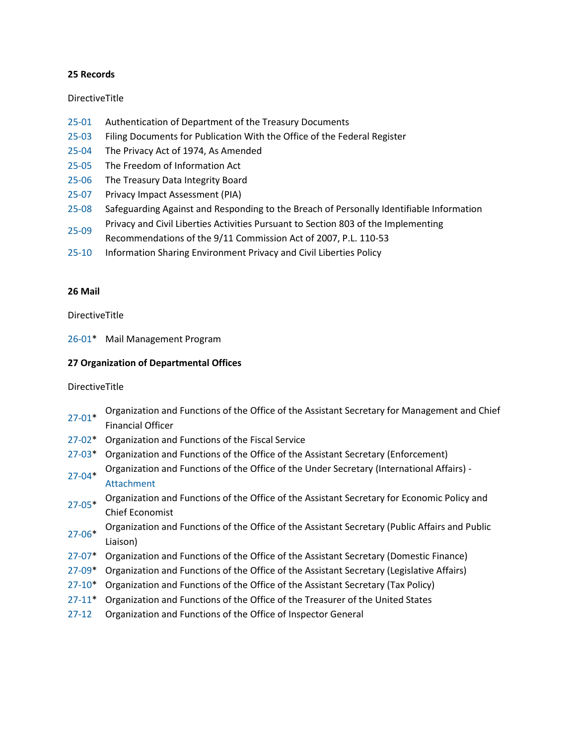**25 Records**

| Directive | Title |
|---|---|
| 25-01 | Authentication of Department of the Treasury Documents |
| 25-03 | Filing Documents for Publication With the Office of the Federal Register |
| 25-04 | The Privacy Act of 1974, As Amended |
| 25-05 | The Freedom of Information Act |
| 25-06 | The Treasury Data Integrity Board |
| 25-07 | Privacy Impact Assessment (PIA) |
| 25-08 | Safeguarding Against and Responding to the Breach of Personally Identifiable Information |
| 25-09 | Privacy and Civil Liberties Activities Pursuant to Section 803 of the Implementing Recommendations of the 9/11 Commission Act of 2007, P.L. 110-53 |
| 25-10 | Information Sharing Environment Privacy and Civil Liberties Policy |

**26 Mail**

| Directive | Title |
|---|---|
| 26-01* | Mail Management Program |

**27 Organization of Departmental Offices**

| Directive | Title |
|---|---|
| 27-01* | Organization and Functions of the Office of the Assistant Secretary for Management and Chief Financial Officer |
| 27-02* | Organization and Functions of the Fiscal Service |
| 27-03* | Organization and Functions of the Office of the Assistant Secretary (Enforcement) |
| 27-04* | Organization and Functions of the Office of the Under Secretary (International Affairs) - Attachment |
| 27-05* | Organization and Functions of the Office of the Assistant Secretary for Economic Policy and Chief Economist |
| 27-06* | Organization and Functions of the Office of the Assistant Secretary (Public Affairs and Public Liaison) |
| 27-07* | Organization and Functions of the Office of the Assistant Secretary (Domestic Finance) |
| 27-09* | Organization and Functions of the Office of the Assistant Secretary (Legislative Affairs) |
| 27-10* | Organization and Functions of the Office of the Assistant Secretary (Tax Policy) |
| 27-11* | Organization and Functions of the Office of the Treasurer of the United States |
| 27-12 | Organization and Functions of the Office of Inspector General |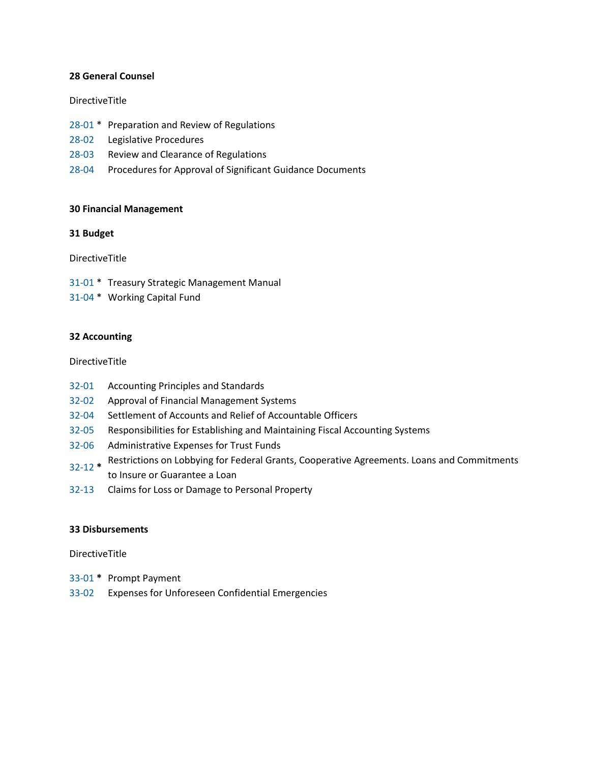**28 General Counsel**

DirectiveTitle

| | | |
|---|---|---|
| 28-01 | * | Preparation and Review of Regulations |
| 28-02 | | Legislative Procedures |
| 28-03 | | Review and Clearance of Regulations |
| 28-04 | | Procedures for Approval of Significant Guidance Documents |

**30 Financial Management**

**31 Budget**

DirectiveTitle

| | | |
|---|---|---|
| 31-01 | * | Treasury Strategic Management Manual |
| 31-04 | * | Working Capital Fund |

**32 Accounting**

DirectiveTitle

| | | |
|---|---|---|
| 32-01 | | Accounting Principles and Standards |
| 32-02 | | Approval of Financial Management Systems |
| 32-04 | | Settlement of Accounts and Relief of Accountable Officers |
| 32-05 | | Responsibilities for Establishing and Maintaining Fiscal Accounting Systems |
| 32-06 | | Administrative Expenses for Trust Funds |
| 32-12 | * | Restrictions on Lobbying for Federal Grants, Cooperative Agreements. Loans and Commitments to Insure or Guarantee a Loan |
| 32-13 | | Claims for Loss or Damage to Personal Property |

**33 Disbursements**

DirectiveTitle

| | | |
|---|---|---|
| 33-01 | * | Prompt Payment |
| 33-02 | | Expenses for Unforeseen Confidential Emergencies |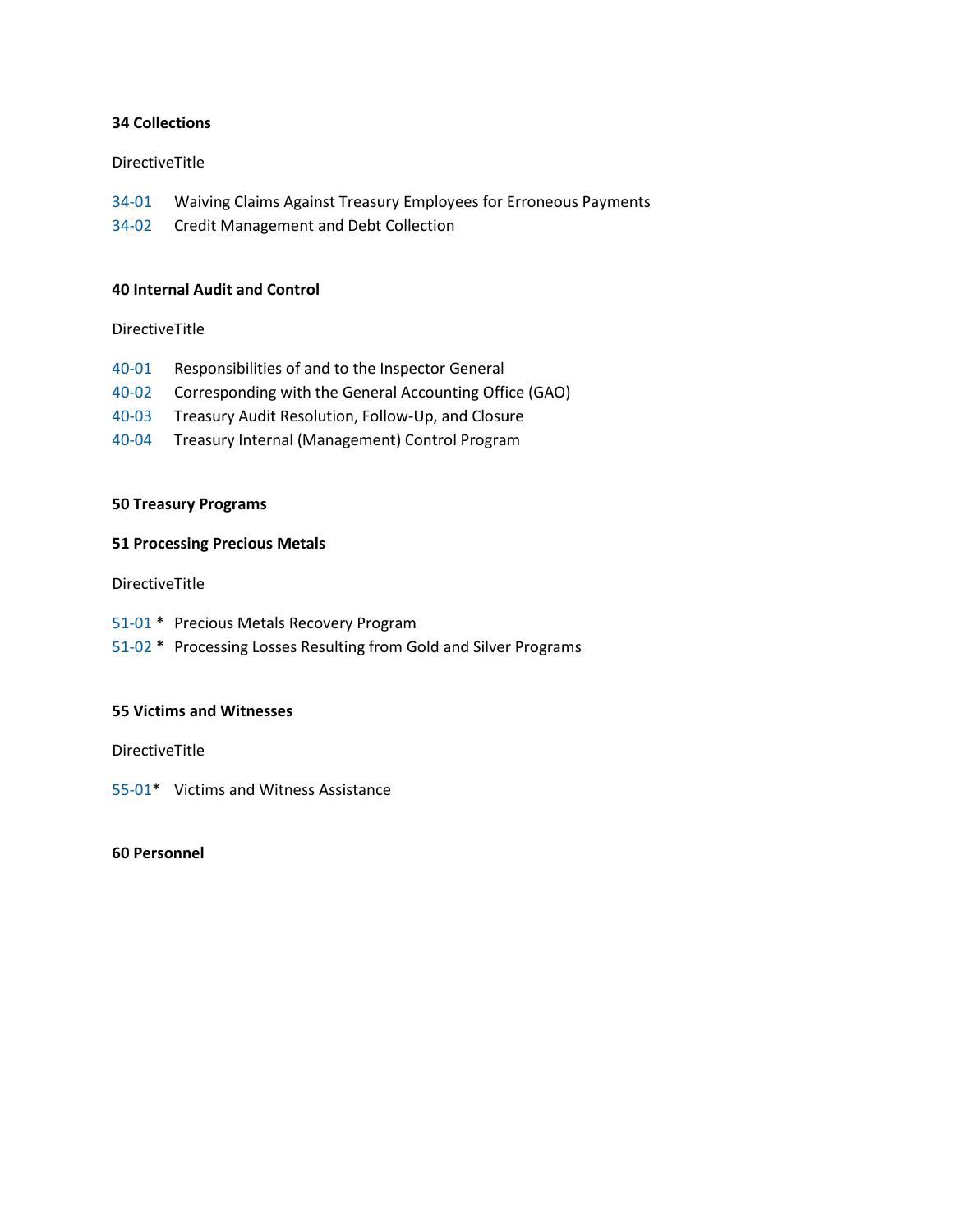**34 Collections**

DirectiveTitle

34-01 Waiving Claims Against Treasury Employees for Erroneous Payments
34-02 Credit Management and Debt Collection

**40 Internal Audit and Control**

DirectiveTitle

40-01 Responsibilities of and to the Inspector General
40-02 Corresponding with the General Accounting Office (GAO)
40-03 Treasury Audit Resolution, Follow-Up, and Closure
40-04 Treasury Internal (Management) Control Program

**50 Treasury Programs**

**51 Processing Precious Metals**

DirectiveTitle

51-01 * Precious Metals Recovery Program
51-02 * Processing Losses Resulting from Gold and Silver Programs

**55 Victims and Witnesses**

DirectiveTitle

55-01* Victims and Witness Assistance

**60 Personnel**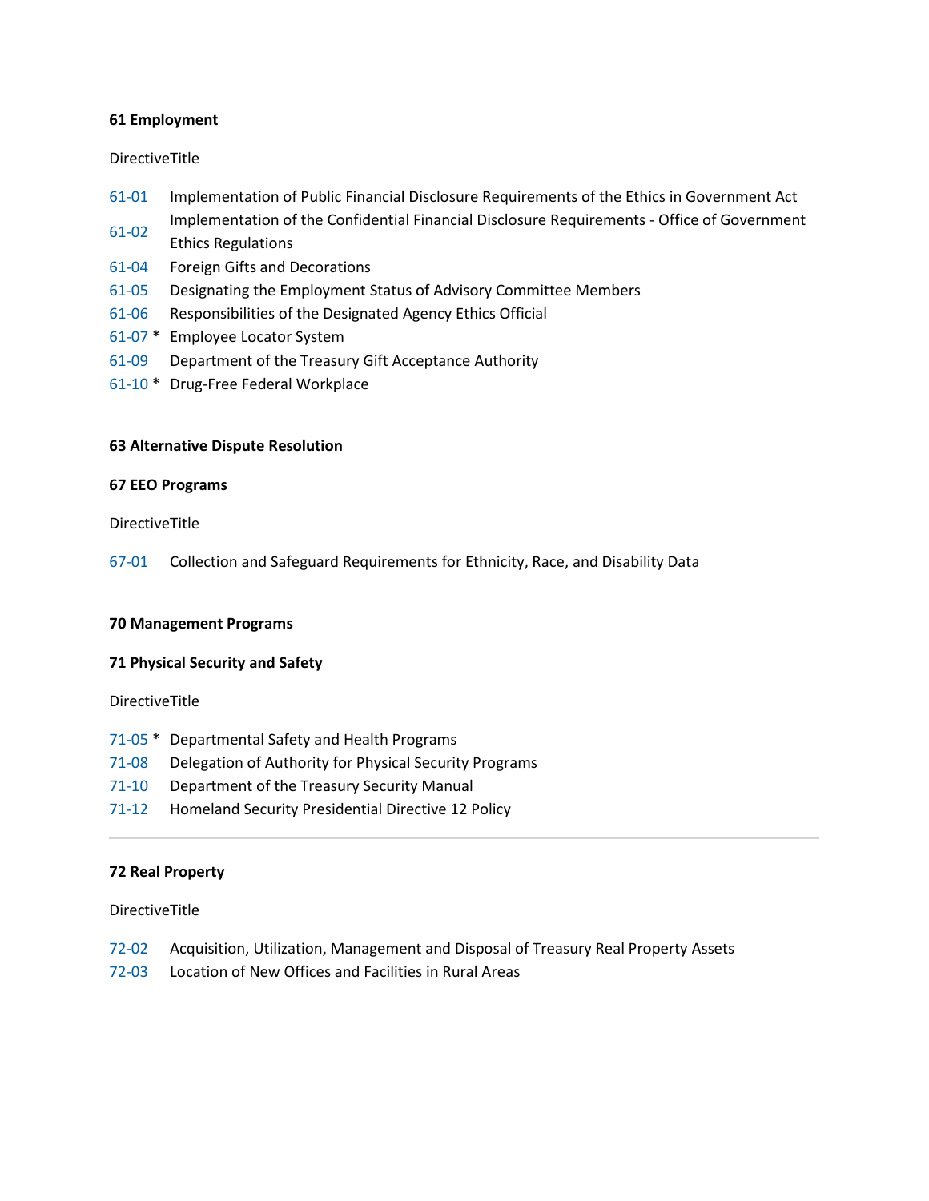**61 Employment**

| Directive | Title |
| --- | --- |
| 61-01 | Implementation of Public Financial Disclosure Requirements of the Ethics in Government Act |
| 61-02 | Implementation of the Confidential Financial Disclosure Requirements - Office of Government Ethics Regulations |
| 61-04 | Foreign Gifts and Decorations |
| 61-05 | Designating the Employment Status of Advisory Committee Members |
| 61-06 | Responsibilities of the Designated Agency Ethics Official |
| 61-07 * | Employee Locator System |
| 61-09 | Department of the Treasury Gift Acceptance Authority |
| 61-10 * | Drug-Free Federal Workplace |

**63 Alternative Dispute Resolution**

**67 EEO Programs**

| Directive | Title |
| --- | --- |
| 67-01 | Collection and Safeguard Requirements for Ethnicity, Race, and Disability Data |

**70 Management Programs**

**71 Physical Security and Safety**

| Directive | Title |
| --- | --- |
| 71-05 * | Departmental Safety and Health Programs |
| 71-08 | Delegation of Authority for Physical Security Programs |
| 71-10 | Department of the Treasury Security Manual |
| 71-12 | Homeland Security Presidential Directive 12 Policy |

---

**72 Real Property**

| Directive | Title |
| --- | --- |
| 72-02 | Acquisition, Utilization, Management and Disposal of Treasury Real Property Assets |
| 72-03 | Location of New Offices and Facilities in Rural Areas |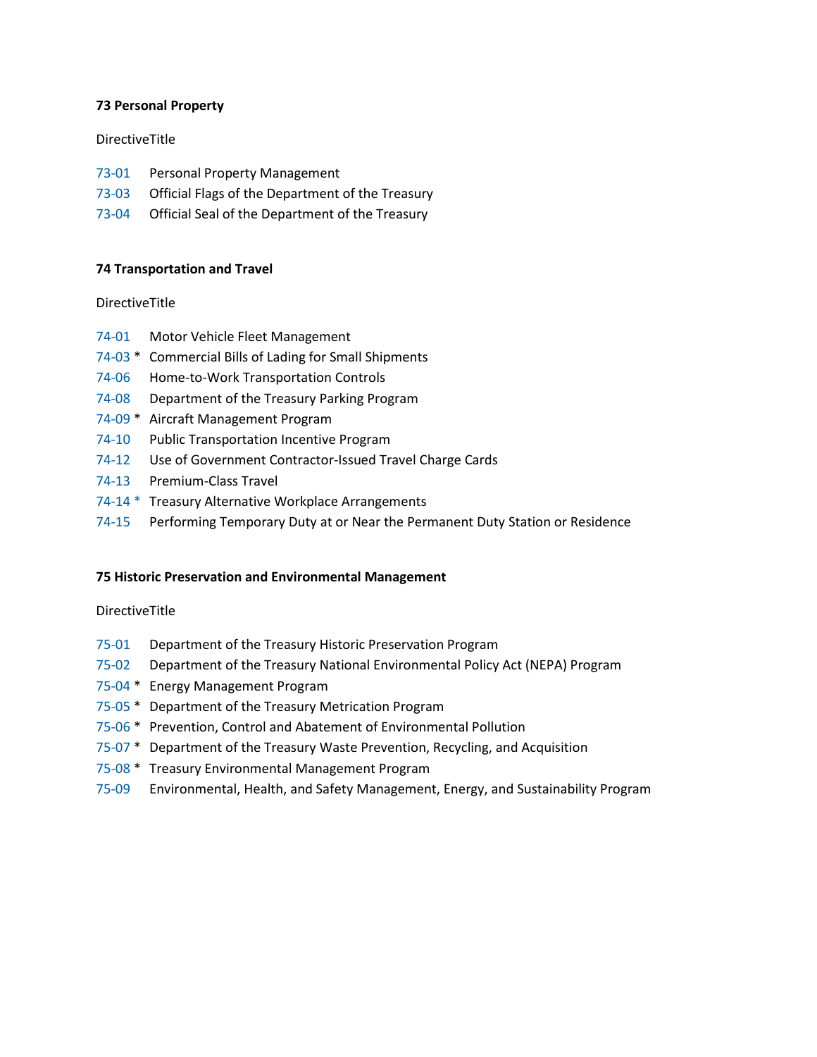**73 Personal Property**

DirectiveTitle

73-01 Personal Property Management
73-03 Official Flags of the Department of the Treasury
73-04 Official Seal of the Department of the Treasury

**74 Transportation and Travel**

DirectiveTitle

74-01 Motor Vehicle Fleet Management
74-03 * Commercial Bills of Lading for Small Shipments
74-06 Home-to-Work Transportation Controls
74-08 Department of the Treasury Parking Program
74-09 * Aircraft Management Program
74-10 Public Transportation Incentive Program
74-12 Use of Government Contractor-Issued Travel Charge Cards
74-13 Premium-Class Travel
74-14 * Treasury Alternative Workplace Arrangements
74-15 Performing Temporary Duty at or Near the Permanent Duty Station or Residence

**75 Historic Preservation and Environmental Management**

DirectiveTitle

75-01 Department of the Treasury Historic Preservation Program
75-02 Department of the Treasury National Environmental Policy Act (NEPA) Program
75-04 * Energy Management Program
75-05 * Department of the Treasury Metrication Program
75-06 * Prevention, Control and Abatement of Environmental Pollution
75-07 * Department of the Treasury Waste Prevention, Recycling, and Acquisition
75-08 * Treasury Environmental Management Program
75-09 Environmental, Health, and Safety Management, Energy, and Sustainability Program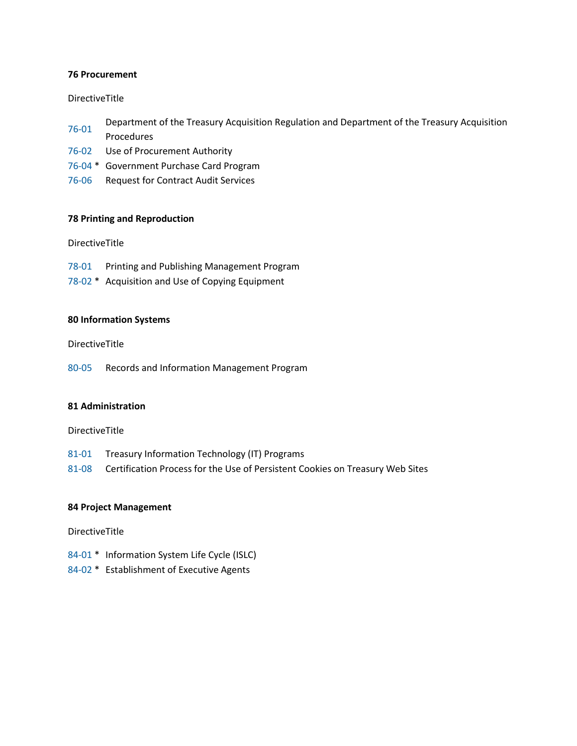**76 Procurement**

| Directive | Title |
|---|---|
| 76-01 | Department of the Treasury Acquisition Regulation and Department of the Treasury Acquisition Procedures |
| 76-02 | Use of Procurement Authority |
| 76-04 * | Government Purchase Card Program |
| 76-06 | Request for Contract Audit Services |

**78 Printing and Reproduction**

| Directive | Title |
|---|---|
| 78-01 | Printing and Publishing Management Program |
| 78-02 * | Acquisition and Use of Copying Equipment |

**80 Information Systems**

| Directive | Title |
|---|---|
| 80-05 | Records and Information Management Program |

**81 Administration**

| Directive | Title |
|---|---|
| 81-01 | Treasury Information Technology (IT) Programs |
| 81-08 | Certification Process for the Use of Persistent Cookies on Treasury Web Sites |

**84 Project Management**

| Directive | Title |
|---|---|
| 84-01 * | Information System Life Cycle (ISLC) |
| 84-02 * | Establishment of Executive Agents |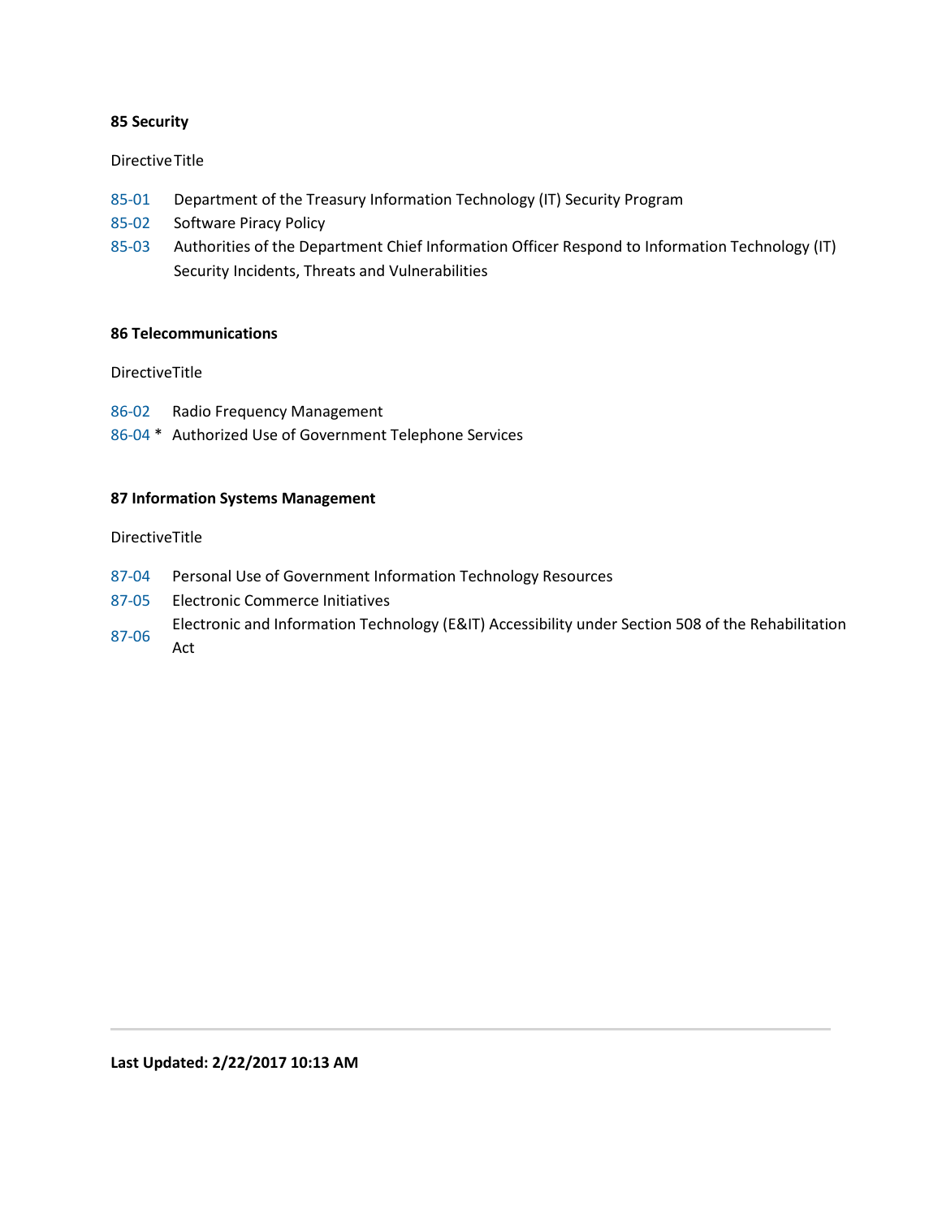**85 Security**

| Directive | Title |
| --- | --- |
| 85-01 | Department of the Treasury Information Technology (IT) Security Program |
| 85-02 | Software Piracy Policy |
| 85-03 | Authorities of the Department Chief Information Officer Respond to Information Technology (IT) Security Incidents, Threats and Vulnerabilities |

**86 Telecommunications**

| Directive | Title |
| --- | --- |
| 86-02 | Radio Frequency Management |
| 86-04 * | Authorized Use of Government Telephone Services |

**87 Information Systems Management**

| Directive | Title |
| --- | --- |
| 87-04 | Personal Use of Government Information Technology Resources |
| 87-05 | Electronic Commerce Initiatives |
| 87-06 | Electronic and Information Technology (E&IT) Accessibility under Section 508 of the Rehabilitation Act |

---

**Last Updated: 2/22/2017 10:13 AM**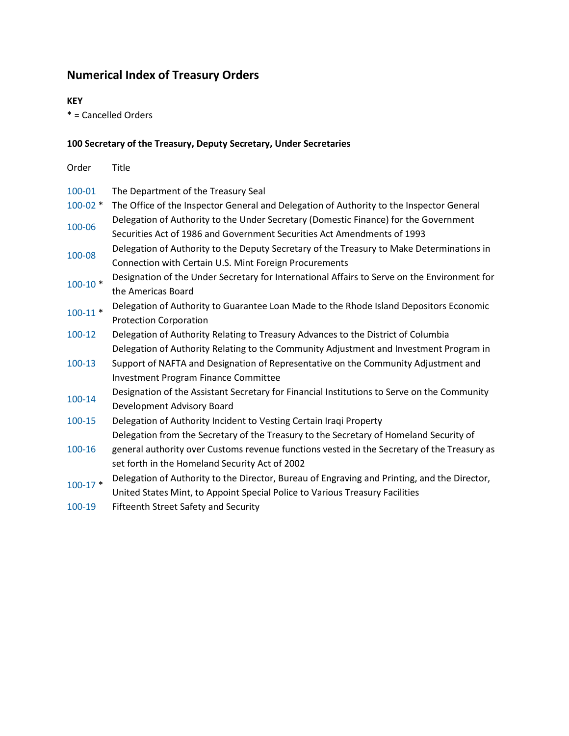# Numerical Index of Treasury Orders

**KEY**

* = Cancelled Orders

### 100 Secretary of the Treasury, Deputy Secretary, Under Secretaries

| Order | Title |
|---|---|
| 100-01 | The Department of the Treasury Seal |
| 100-02 * | The Office of the Inspector General and Delegation of Authority to the Inspector General |
| 100-06 | Delegation of Authority to the Under Secretary (Domestic Finance) for the Government Securities Act of 1986 and Government Securities Act Amendments of 1993 |
| 100-08 | Delegation of Authority to the Deputy Secretary of the Treasury to Make Determinations in Connection with Certain U.S. Mint Foreign Procurements |
| 100-10 * | Designation of the Under Secretary for International Affairs to Serve on the Environment for the Americas Board |
| 100-11 * | Delegation of Authority to Guarantee Loan Made to the Rhode Island Depositors Economic Protection Corporation |
| 100-12 | Delegation of Authority Relating to Treasury Advances to the District of Columbia |
| 100-13 | Delegation of Authority Relating to the Community Adjustment and Investment Program in Support of NAFTA and Designation of Representative on the Community Adjustment and Investment Program Finance Committee |
| 100-14 | Designation of the Assistant Secretary for Financial Institutions to Serve on the Community Development Advisory Board |
| 100-15 | Delegation of Authority Incident to Vesting Certain Iraqi Property |
| 100-16 | Delegation from the Secretary of the Treasury to the Secretary of Homeland Security of general authority over Customs revenue functions vested in the Secretary of the Treasury as set forth in the Homeland Security Act of 2002 |
| 100-17 * | Delegation of Authority to the Director, Bureau of Engraving and Printing, and the Director, United States Mint, to Appoint Special Police to Various Treasury Facilities |
| 100-19 | Fifteenth Street Safety and Security |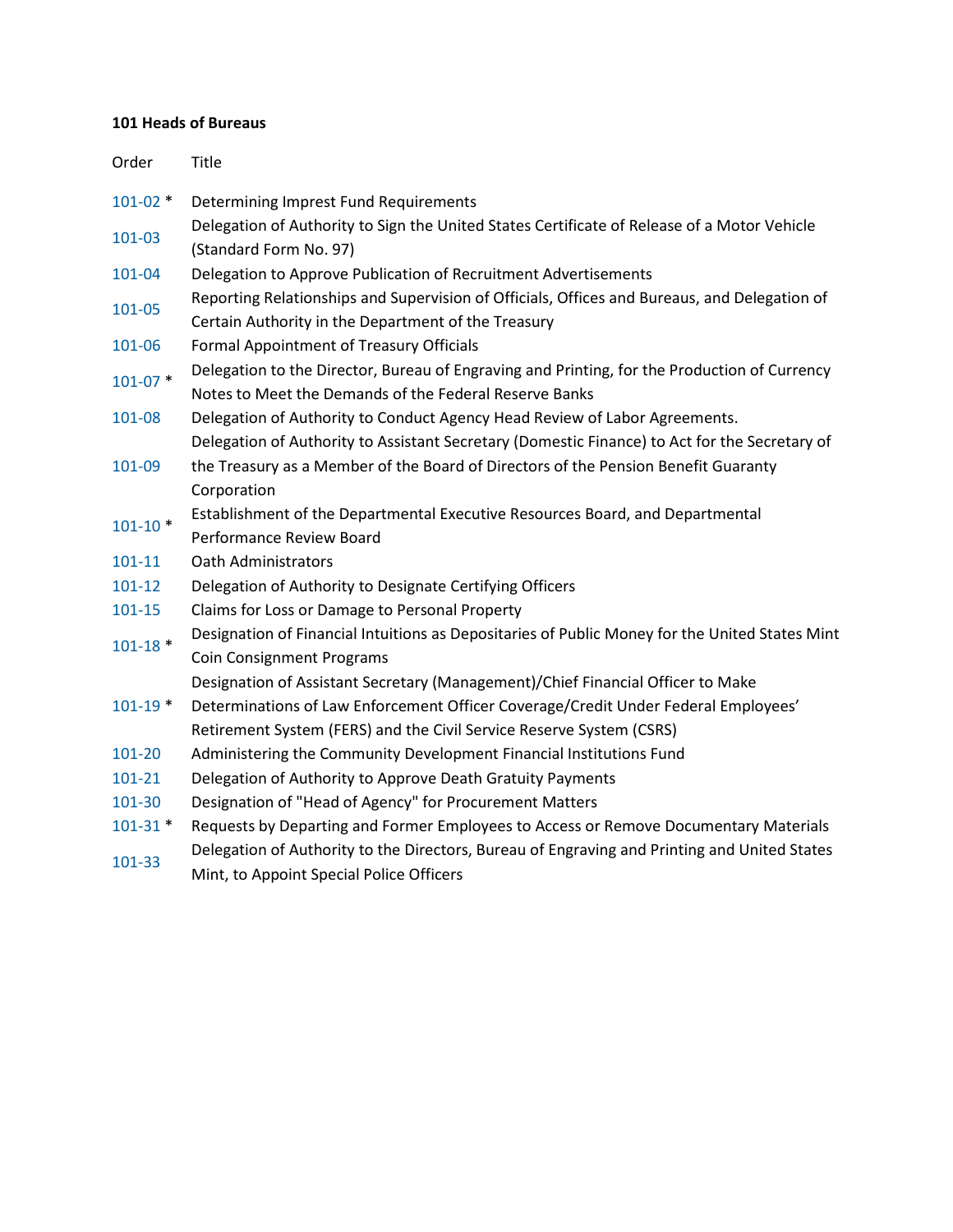**101 Heads of Bureaus**

| Order | Title |
| --- | --- |
| 101-02 * | Determining Imprest Fund Requirements |
| 101-03 | Delegation of Authority to Sign the United States Certificate of Release of a Motor Vehicle (Standard Form No. 97) |
| 101-04 | Delegation to Approve Publication of Recruitment Advertisements |
| 101-05 | Reporting Relationships and Supervision of Officials, Offices and Bureaus, and Delegation of Certain Authority in the Department of the Treasury |
| 101-06 | Formal Appointment of Treasury Officials |
| 101-07 * | Delegation to the Director, Bureau of Engraving and Printing, for the Production of Currency Notes to Meet the Demands of the Federal Reserve Banks |
| 101-08 | Delegation of Authority to Conduct Agency Head Review of Labor Agreements. |
| 101-09 | Delegation of Authority to Assistant Secretary (Domestic Finance) to Act for the Secretary of the Treasury as a Member of the Board of Directors of the Pension Benefit Guaranty Corporation |
| 101-10 * | Establishment of the Departmental Executive Resources Board, and Departmental Performance Review Board |
| 101-11 | Oath Administrators |
| 101-12 | Delegation of Authority to Designate Certifying Officers |
| 101-15 | Claims for Loss or Damage to Personal Property |
| 101-18 * | Designation of Financial Intuitions as Depositaries of Public Money for the United States Mint Coin Consignment Programs |
| 101-19 * | Designation of Assistant Secretary (Management)/Chief Financial Officer to Make Determinations of Law Enforcement Officer Coverage/Credit Under Federal Employees' Retirement System (FERS) and the Civil Service Reserve System (CSRS) |
| 101-20 | Administering the Community Development Financial Institutions Fund |
| 101-21 | Delegation of Authority to Approve Death Gratuity Payments |
| 101-30 | Designation of "Head of Agency" for Procurement Matters |
| 101-31 * | Requests by Departing and Former Employees to Access or Remove Documentary Materials |
| 101-33 | Delegation of Authority to the Directors, Bureau of Engraving and Printing and United States Mint, to Appoint Special Police Officers |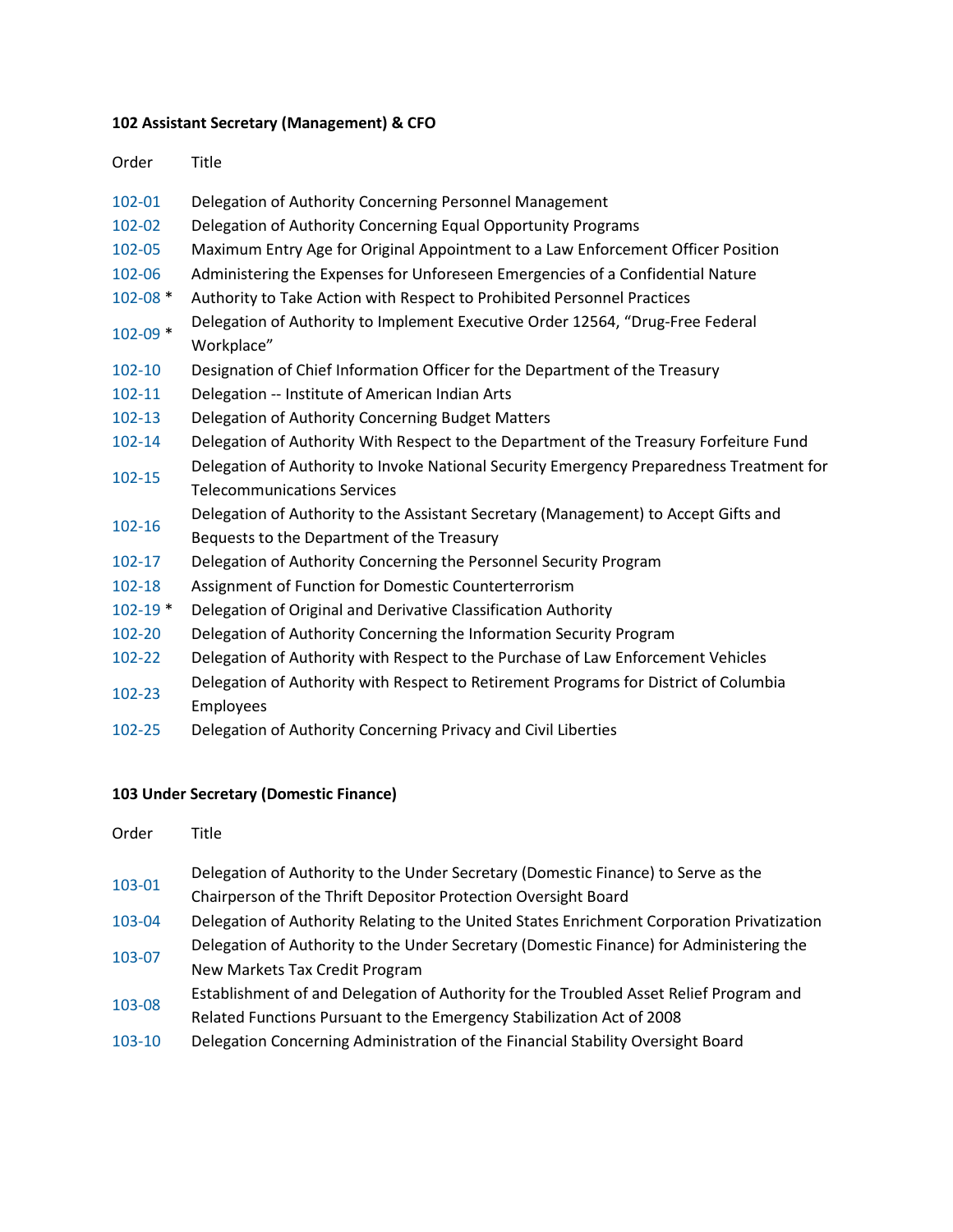**102 Assistant Secretary (Management) & CFO**

| Order | Title |
|---|---|
| 102-01 | Delegation of Authority Concerning Personnel Management |
| 102-02 | Delegation of Authority Concerning Equal Opportunity Programs |
| 102-05 | Maximum Entry Age for Original Appointment to a Law Enforcement Officer Position |
| 102-06 | Administering the Expenses for Unforeseen Emergencies of a Confidential Nature |
| 102-08 * | Authority to Take Action with Respect to Prohibited Personnel Practices |
| 102-09 * | Delegation of Authority to Implement Executive Order 12564, "Drug-Free Federal Workplace" |
| 102-10 | Designation of Chief Information Officer for the Department of the Treasury |
| 102-11 | Delegation -- Institute of American Indian Arts |
| 102-13 | Delegation of Authority Concerning Budget Matters |
| 102-14 | Delegation of Authority With Respect to the Department of the Treasury Forfeiture Fund |
| 102-15 | Delegation of Authority to Invoke National Security Emergency Preparedness Treatment for Telecommunications Services |
| 102-16 | Delegation of Authority to the Assistant Secretary (Management) to Accept Gifts and Bequests to the Department of the Treasury |
| 102-17 | Delegation of Authority Concerning the Personnel Security Program |
| 102-18 | Assignment of Function for Domestic Counterterrorism |
| 102-19 * | Delegation of Original and Derivative Classification Authority |
| 102-20 | Delegation of Authority Concerning the Information Security Program |
| 102-22 | Delegation of Authority with Respect to the Purchase of Law Enforcement Vehicles |
| 102-23 | Delegation of Authority with Respect to Retirement Programs for District of Columbia Employees |
| 102-25 | Delegation of Authority Concerning Privacy and Civil Liberties |

**103 Under Secretary (Domestic Finance)**

| Order | Title |
|---|---|
| 103-01 | Delegation of Authority to the Under Secretary (Domestic Finance) to Serve as the Chairperson of the Thrift Depositor Protection Oversight Board |
| 103-04 | Delegation of Authority Relating to the United States Enrichment Corporation Privatization |
| 103-07 | Delegation of Authority to the Under Secretary (Domestic Finance) for Administering the New Markets Tax Credit Program |
| 103-08 | Establishment of and Delegation of Authority for the Troubled Asset Relief Program and Related Functions Pursuant to the Emergency Stabilization Act of 2008 |
| 103-10 | Delegation Concerning Administration of the Financial Stability Oversight Board |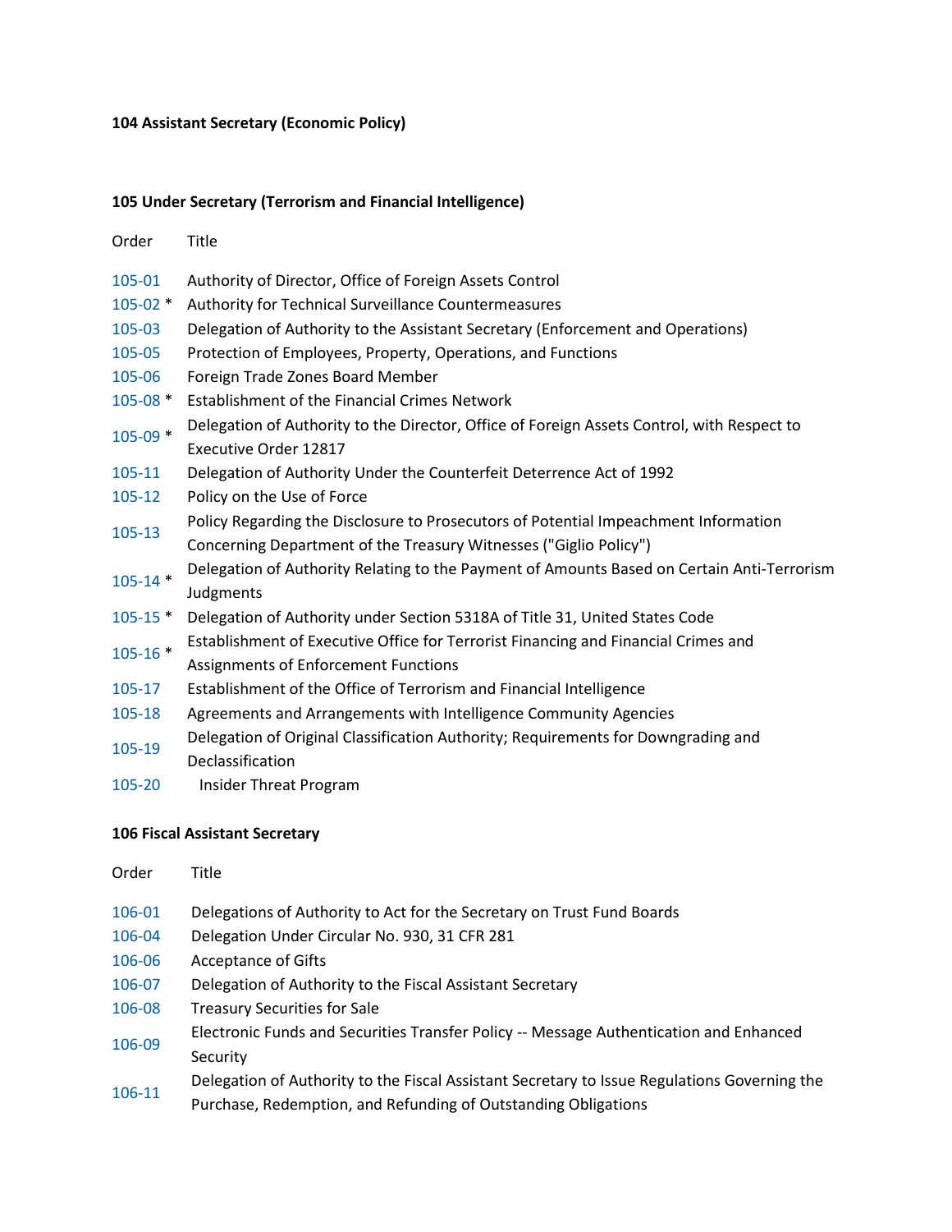**104 Assistant Secretary (Economic Policy)**

**105 Under Secretary (Terrorism and Financial Intelligence)**

| Order | Title |
|---|---|
| 105-01 | Authority of Director, Office of Foreign Assets Control |
| 105-02 * | Authority for Technical Surveillance Countermeasures |
| 105-03 | Delegation of Authority to the Assistant Secretary (Enforcement and Operations) |
| 105-05 | Protection of Employees, Property, Operations, and Functions |
| 105-06 | Foreign Trade Zones Board Member |
| 105-08 * | Establishment of the Financial Crimes Network |
| 105-09 * | Delegation of Authority to the Director, Office of Foreign Assets Control, with Respect to Executive Order 12817 |
| 105-11 | Delegation of Authority Under the Counterfeit Deterrence Act of 1992 |
| 105-12 | Policy on the Use of Force |
| 105-13 | Policy Regarding the Disclosure to Prosecutors of Potential Impeachment Information Concerning Department of the Treasury Witnesses ("Giglio Policy") |
| 105-14 * | Delegation of Authority Relating to the Payment of Amounts Based on Certain Anti-Terrorism Judgments |
| 105-15 * | Delegation of Authority under Section 5318A of Title 31, United States Code |
| 105-16 * | Establishment of Executive Office for Terrorist Financing and Financial Crimes and Assignments of Enforcement Functions |
| 105-17 | Establishment of the Office of Terrorism and Financial Intelligence |
| 105-18 | Agreements and Arrangements with Intelligence Community Agencies |
| 105-19 | Delegation of Original Classification Authority; Requirements for Downgrading and Declassification |
| 105-20 | Insider Threat Program |

**106 Fiscal Assistant Secretary**

| Order | Title |
|---|---|
| 106-01 | Delegations of Authority to Act for the Secretary on Trust Fund Boards |
| 106-04 | Delegation Under Circular No. 930, 31 CFR 281 |
| 106-06 | Acceptance of Gifts |
| 106-07 | Delegation of Authority to the Fiscal Assistant Secretary |
| 106-08 | Treasury Securities for Sale |
| 106-09 | Electronic Funds and Securities Transfer Policy -- Message Authentication and Enhanced Security |
| 106-11 | Delegation of Authority to the Fiscal Assistant Secretary to Issue Regulations Governing the Purchase, Redemption, and Refunding of Outstanding Obligations |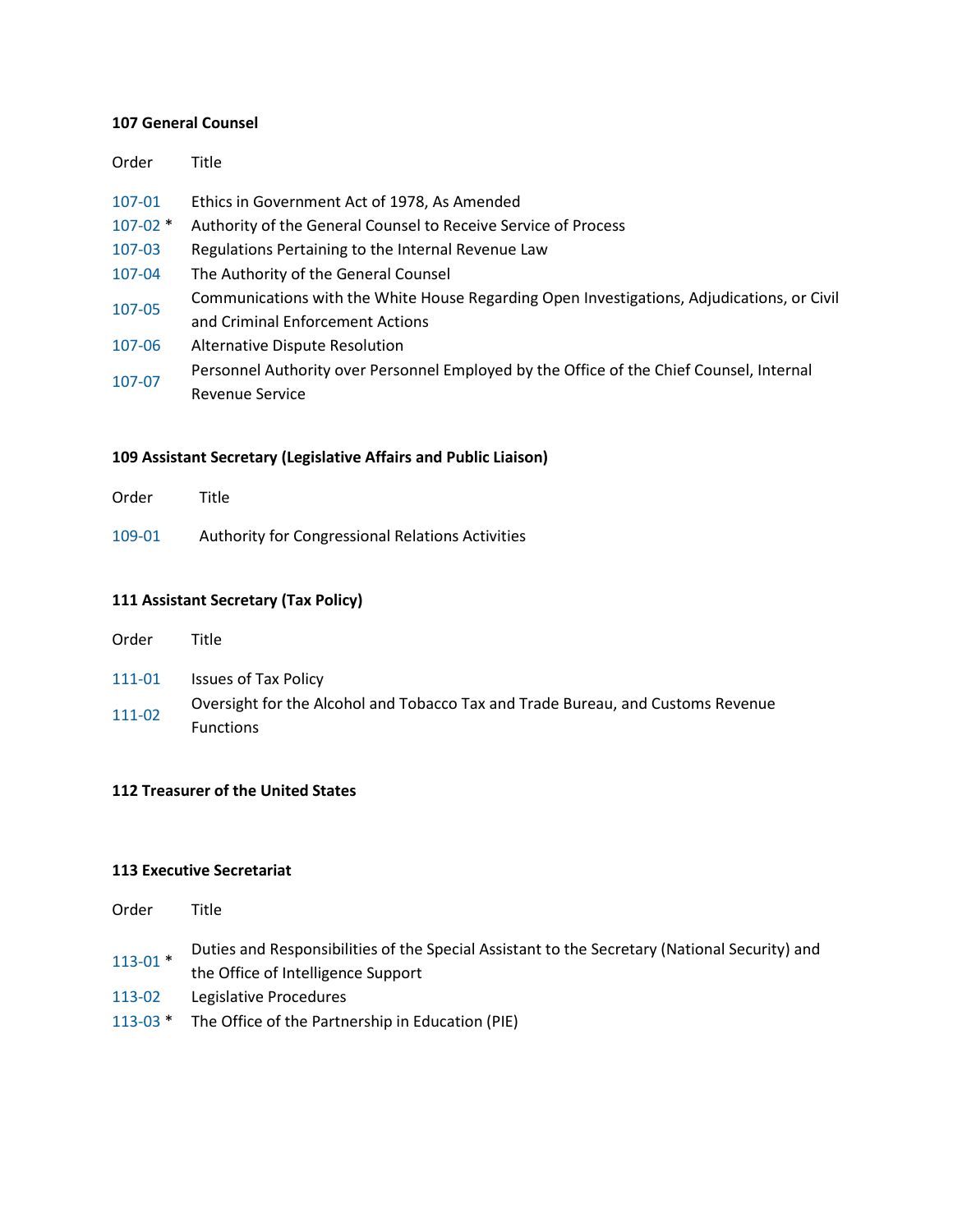**107 General Counsel**

| Order | Title |
|---|---|
| 107-01 | Ethics in Government Act of 1978, As Amended |
| 107-02 * | Authority of the General Counsel to Receive Service of Process |
| 107-03 | Regulations Pertaining to the Internal Revenue Law |
| 107-04 | The Authority of the General Counsel |
| 107-05 | Communications with the White House Regarding Open Investigations, Adjudications, or Civil and Criminal Enforcement Actions |
| 107-06 | Alternative Dispute Resolution |
| 107-07 | Personnel Authority over Personnel Employed by the Office of the Chief Counsel, Internal Revenue Service |

**109 Assistant Secretary (Legislative Affairs and Public Liaison)**

| Order | Title |
|---|---|
| 109-01 | Authority for Congressional Relations Activities |

**111 Assistant Secretary (Tax Policy)**

| Order | Title |
|---|---|
| 111-01 | Issues of Tax Policy |
| 111-02 | Oversight for the Alcohol and Tobacco Tax and Trade Bureau, and Customs Revenue Functions |

**112 Treasurer of the United States**

**113 Executive Secretariat**

| Order | Title |
|---|---|
| 113-01 * | Duties and Responsibilities of the Special Assistant to the Secretary (National Security) and the Office of Intelligence Support |
| 113-02 | Legislative Procedures |
| 113-03 * | The Office of the Partnership in Education (PIE) |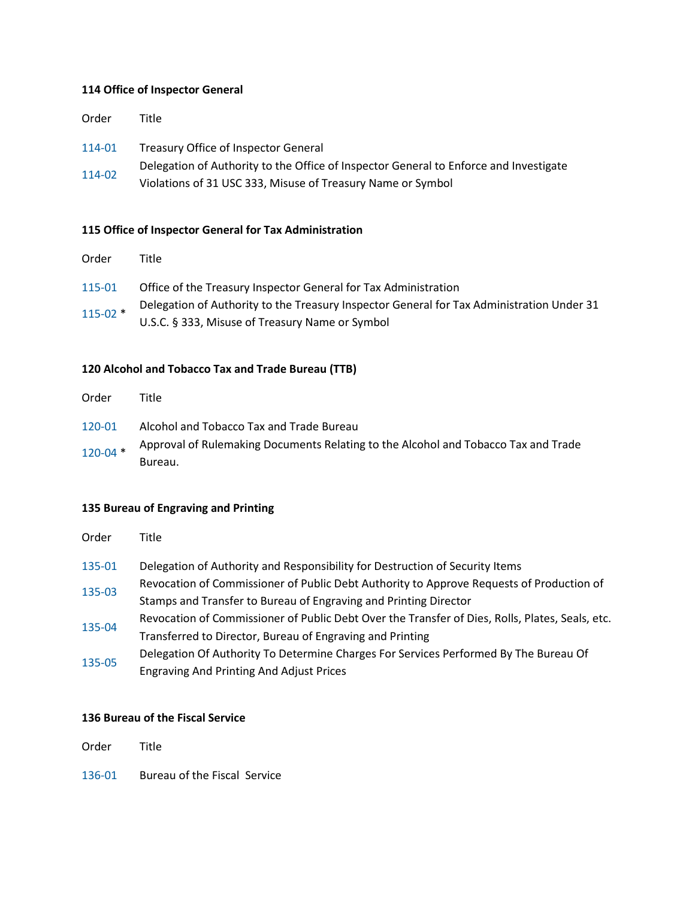**114 Office of Inspector General**

| Order | Title |
|---|---|
| 114-01 | Treasury Office of Inspector General |
| 114-02 | Delegation of Authority to the Office of Inspector General to Enforce and Investigate Violations of 31 USC 333, Misuse of Treasury Name or Symbol |

**115 Office of Inspector General for Tax Administration**

| Order | Title |
|---|---|
| 115-01 | Office of the Treasury Inspector General for Tax Administration |
| 115-02 * | Delegation of Authority to the Treasury Inspector General for Tax Administration Under 31 U.S.C. § 333, Misuse of Treasury Name or Symbol |

**120 Alcohol and Tobacco Tax and Trade Bureau (TTB)**

| Order | Title |
|---|---|
| 120-01 | Alcohol and Tobacco Tax and Trade Bureau |
| 120-04 * | Approval of Rulemaking Documents Relating to the Alcohol and Tobacco Tax and Trade Bureau. |

**135 Bureau of Engraving and Printing**

| Order | Title |
|---|---|
| 135-01 | Delegation of Authority and Responsibility for Destruction of Security Items |
| 135-03 | Revocation of Commissioner of Public Debt Authority to Approve Requests of Production of Stamps and Transfer to Bureau of Engraving and Printing Director |
| 135-04 | Revocation of Commissioner of Public Debt Over the Transfer of Dies, Rolls, Plates, Seals, etc. Transferred to Director, Bureau of Engraving and Printing |
| 135-05 | Delegation Of Authority To Determine Charges For Services Performed By The Bureau Of Engraving And Printing And Adjust Prices |

**136 Bureau of the Fiscal Service**

| Order | Title |
|---|---|
| 136-01 | Bureau of the Fiscal Service |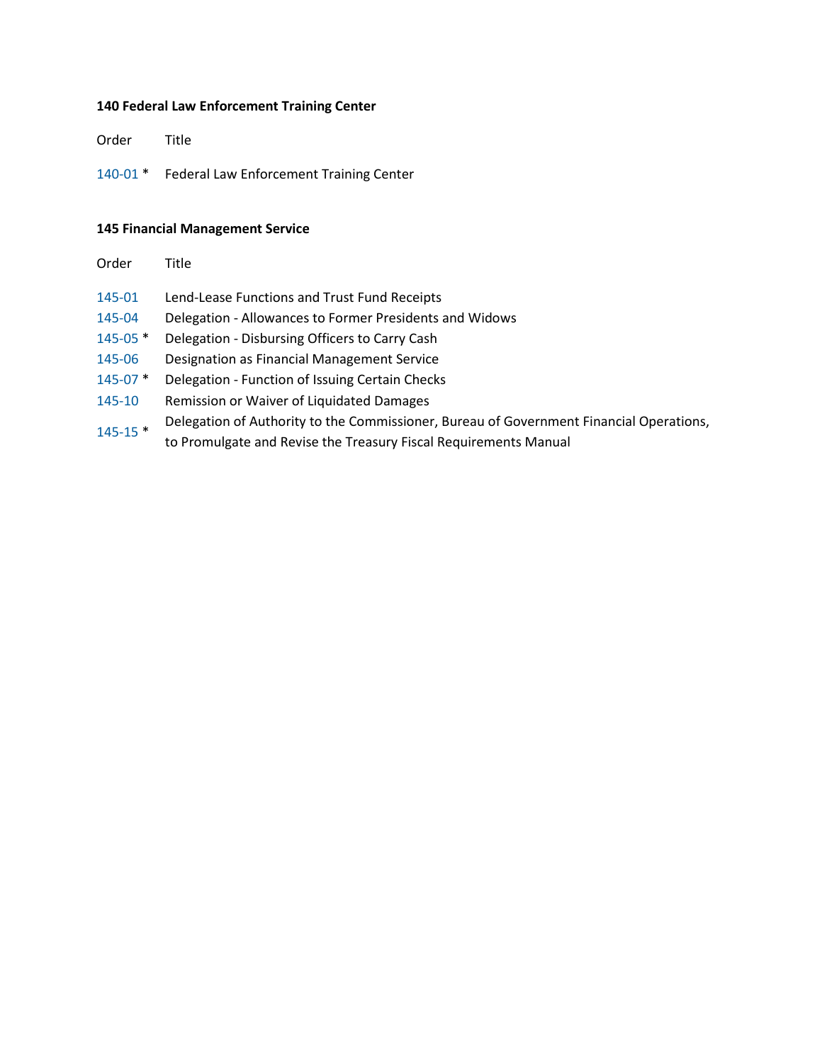**140 Federal Law Enforcement Training Center**

| Order | Title |
| --- | --- |
| 140-01 * | Federal Law Enforcement Training Center |

**145 Financial Management Service**

| Order | Title |
| --- | --- |
| 145-01 | Lend-Lease Functions and Trust Fund Receipts |
| 145-04 | Delegation - Allowances to Former Presidents and Widows |
| 145-05 * | Delegation - Disbursing Officers to Carry Cash |
| 145-06 | Designation as Financial Management Service |
| 145-07 * | Delegation - Function of Issuing Certain Checks |
| 145-10 | Remission or Waiver of Liquidated Damages |
| 145-15 * | Delegation of Authority to the Commissioner, Bureau of Government Financial Operations, to Promulgate and Revise the Treasury Fiscal Requirements Manual |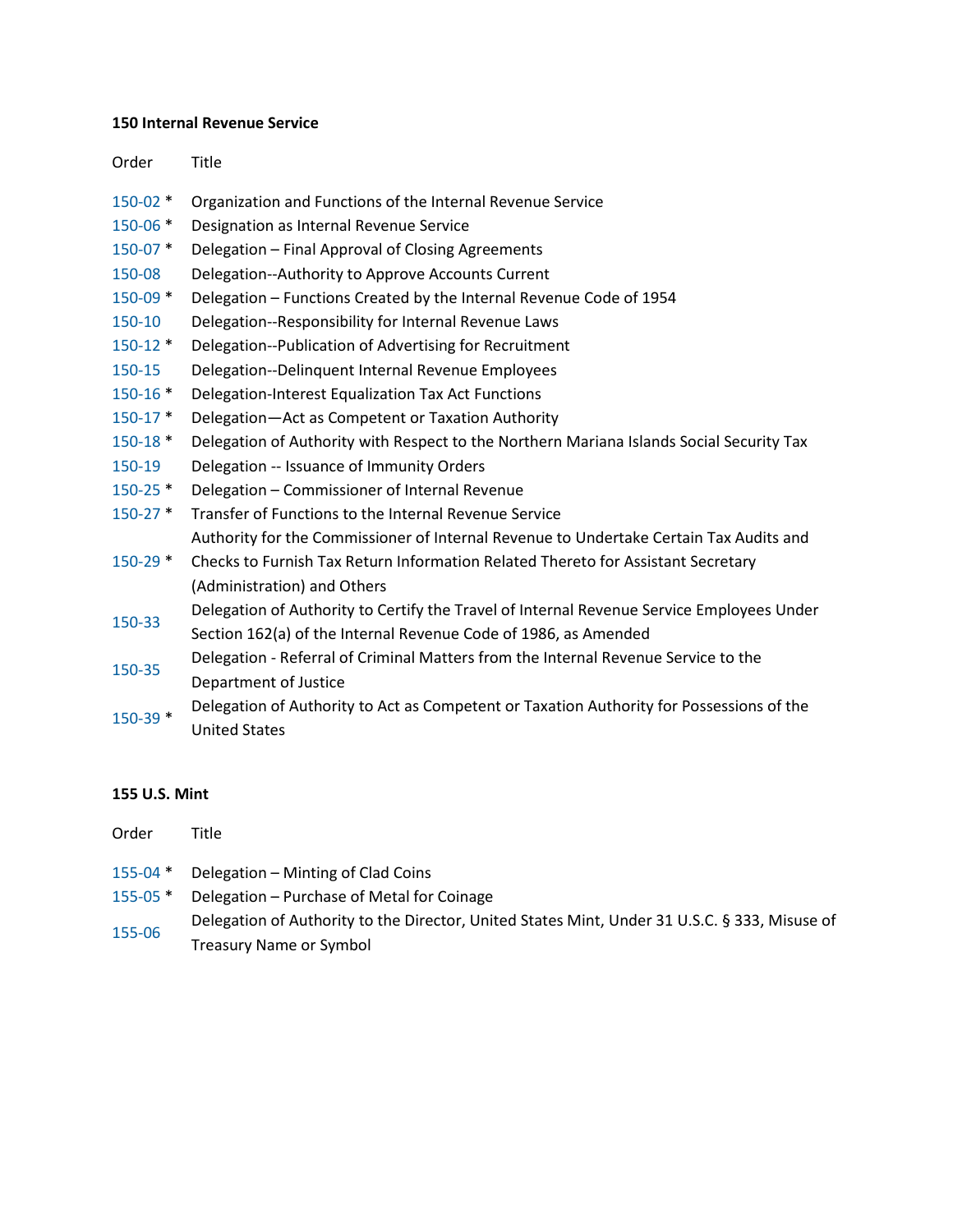**150 Internal Revenue Service**

| Order | Title |
| --- | --- |
| 150-02 * | Organization and Functions of the Internal Revenue Service |
| 150-06 * | Designation as Internal Revenue Service |
| 150-07 * | Delegation – Final Approval of Closing Agreements |
| 150-08 | Delegation--Authority to Approve Accounts Current |
| 150-09 * | Delegation – Functions Created by the Internal Revenue Code of 1954 |
| 150-10 | Delegation--Responsibility for Internal Revenue Laws |
| 150-12 * | Delegation--Publication of Advertising for Recruitment |
| 150-15 | Delegation--Delinquent Internal Revenue Employees |
| 150-16 * | Delegation-Interest Equalization Tax Act Functions |
| 150-17 * | Delegation—Act as Competent or Taxation Authority |
| 150-18 * | Delegation of Authority with Respect to the Northern Mariana Islands Social Security Tax |
| 150-19 | Delegation -- Issuance of Immunity Orders |
| 150-25 * | Delegation – Commissioner of Internal Revenue |
| 150-27 * | Transfer of Functions to the Internal Revenue Service |
| 150-29 * | Authority for the Commissioner of Internal Revenue to Undertake Certain Tax Audits and Checks to Furnish Tax Return Information Related Thereto for Assistant Secretary (Administration) and Others |
| 150-33 | Delegation of Authority to Certify the Travel of Internal Revenue Service Employees Under Section 162(a) of the Internal Revenue Code of 1986, as Amended |
| 150-35 | Delegation - Referral of Criminal Matters from the Internal Revenue Service to the Department of Justice |
| 150-39 * | Delegation of Authority to Act as Competent or Taxation Authority for Possessions of the United States |

**155 U.S. Mint**

| Order | Title |
| --- | --- |
| 155-04 * | Delegation – Minting of Clad Coins |
| 155-05 * | Delegation – Purchase of Metal for Coinage |
| 155-06 | Delegation of Authority to the Director, United States Mint, Under 31 U.S.C. § 333, Misuse of Treasury Name or Symbol |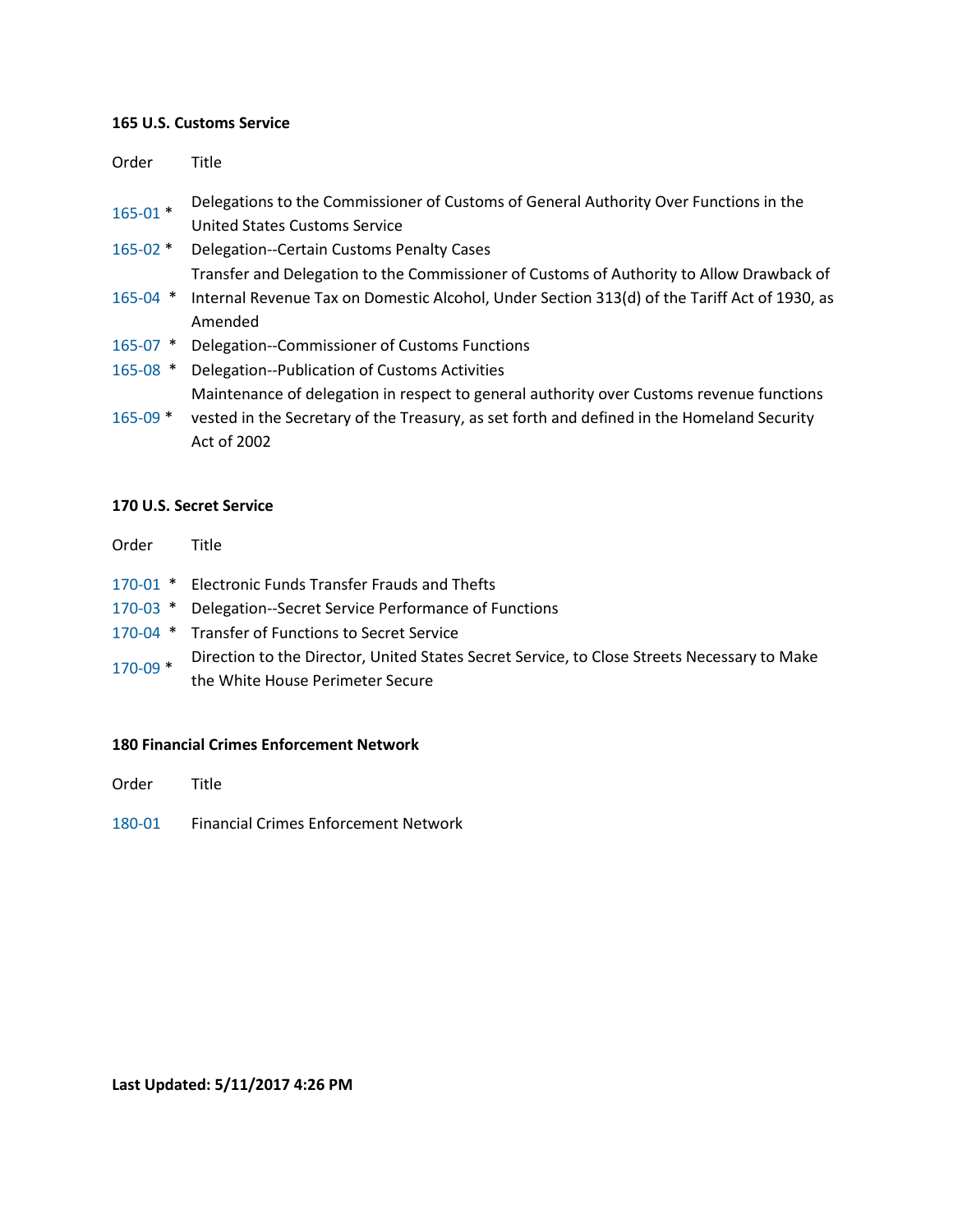**165 U.S. Customs Service**

| Order | Title |
| --- | --- |
| 165-01 * | Delegations to the Commissioner of Customs of General Authority Over Functions in the United States Customs Service |
| 165-02 * | Delegation--Certain Customs Penalty Cases |
| 165-04 * | Transfer and Delegation to the Commissioner of Customs of Authority to Allow Drawback of Internal Revenue Tax on Domestic Alcohol, Under Section 313(d) of the Tariff Act of 1930, as Amended |
| 165-07 * | Delegation--Commissioner of Customs Functions |
| 165-08 * | Delegation--Publication of Customs Activities |
| 165-09 * | Maintenance of delegation in respect to general authority over Customs revenue functions vested in the Secretary of the Treasury, as set forth and defined in the Homeland Security Act of 2002 |

**170 U.S. Secret Service**

| Order | Title |
| --- | --- |
| 170-01 * | Electronic Funds Transfer Frauds and Thefts |
| 170-03 * | Delegation--Secret Service Performance of Functions |
| 170-04 * | Transfer of Functions to Secret Service |
| 170-09 * | Direction to the Director, United States Secret Service, to Close Streets Necessary to Make the White House Perimeter Secure |

**180 Financial Crimes Enforcement Network**

| Order | Title |
| --- | --- |
| 180-01 | Financial Crimes Enforcement Network |

**Last Updated: 5/11/2017 4:26 PM**